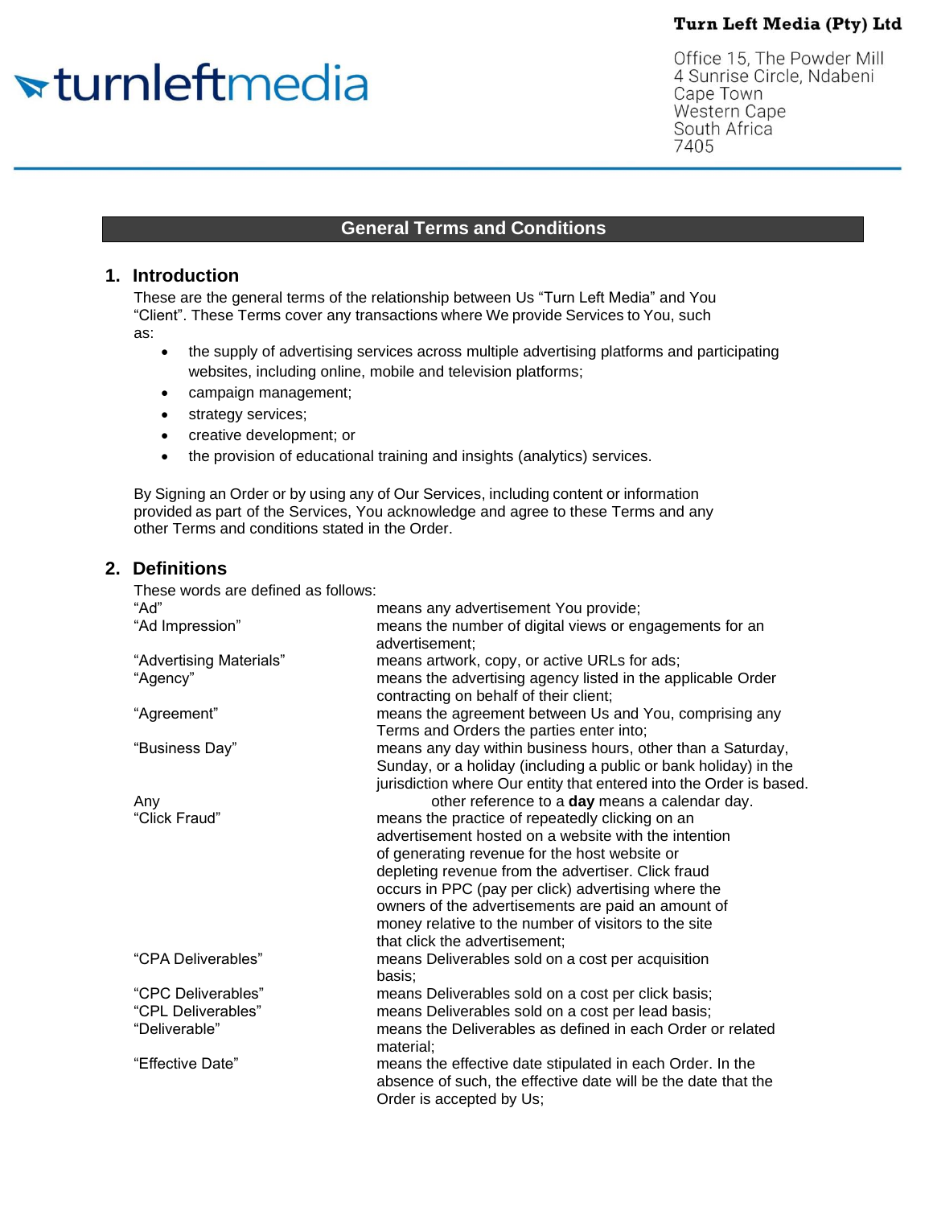**Turn Left Media (Pty) Ltd**

Office 15, The Powder Mill
4 Sunrise Circle, Ndabeni
Cape Town
Western Cape
South Africa
7405

# General Terms and Conditions

## 1. Introduction

These are the general terms of the relationship between Us "Turn Left Media" and You "Client". These Terms cover any transactions where We provide Services to You, such as:

- the supply of advertising services across multiple advertising platforms and participating websites, including online, mobile and television platforms;
- campaign management;
- strategy services;
- creative development; or
- the provision of educational training and insights (analytics) services.

By Signing an Order or by using any of Our Services, including content or information provided as part of the Services, You acknowledge and agree to these Terms and any other Terms and conditions stated in the Order.

## 2. Definitions

These words are defined as follows:

| Term | Definition |
|---|---|
| "Ad" | means any advertisement You provide; |
| "Ad Impression" | means the number of digital views or engagements for an advertisement; |
| "Advertising Materials" | means artwork, copy, or active URLs for ads; |
| "Agency" | means the advertising agency listed in the applicable Order contracting on behalf of their client; |
| "Agreement" | means the agreement between Us and You, comprising any Terms and Orders the parties enter into; |
| "Business Day" | means any day within business hours, other than a Saturday, Sunday, or a holiday (including a public or bank holiday) in the jurisdiction where Our entity that entered into the Order is based. Any other reference to a **day** means a calendar day. |
| "Click Fraud" | means the practice of repeatedly clicking on an advertisement hosted on a website with the intention of generating revenue for the host website or depleting revenue from the advertiser. Click fraud occurs in PPC (pay per click) advertising where the owners of the advertisements are paid an amount of money relative to the number of visitors to the site that click the advertisement; |
| "CPA Deliverables" | means Deliverables sold on a cost per acquisition basis; |
| "CPC Deliverables" | means Deliverables sold on a cost per click basis; |
| "CPL Deliverables" | means Deliverables sold on a cost per lead basis; |
| "Deliverable" | means the Deliverables as defined in each Order or related material; |
| "Effective Date" | means the effective date stipulated in each Order. In the absence of such, the effective date will be the date that the Order is accepted by Us; |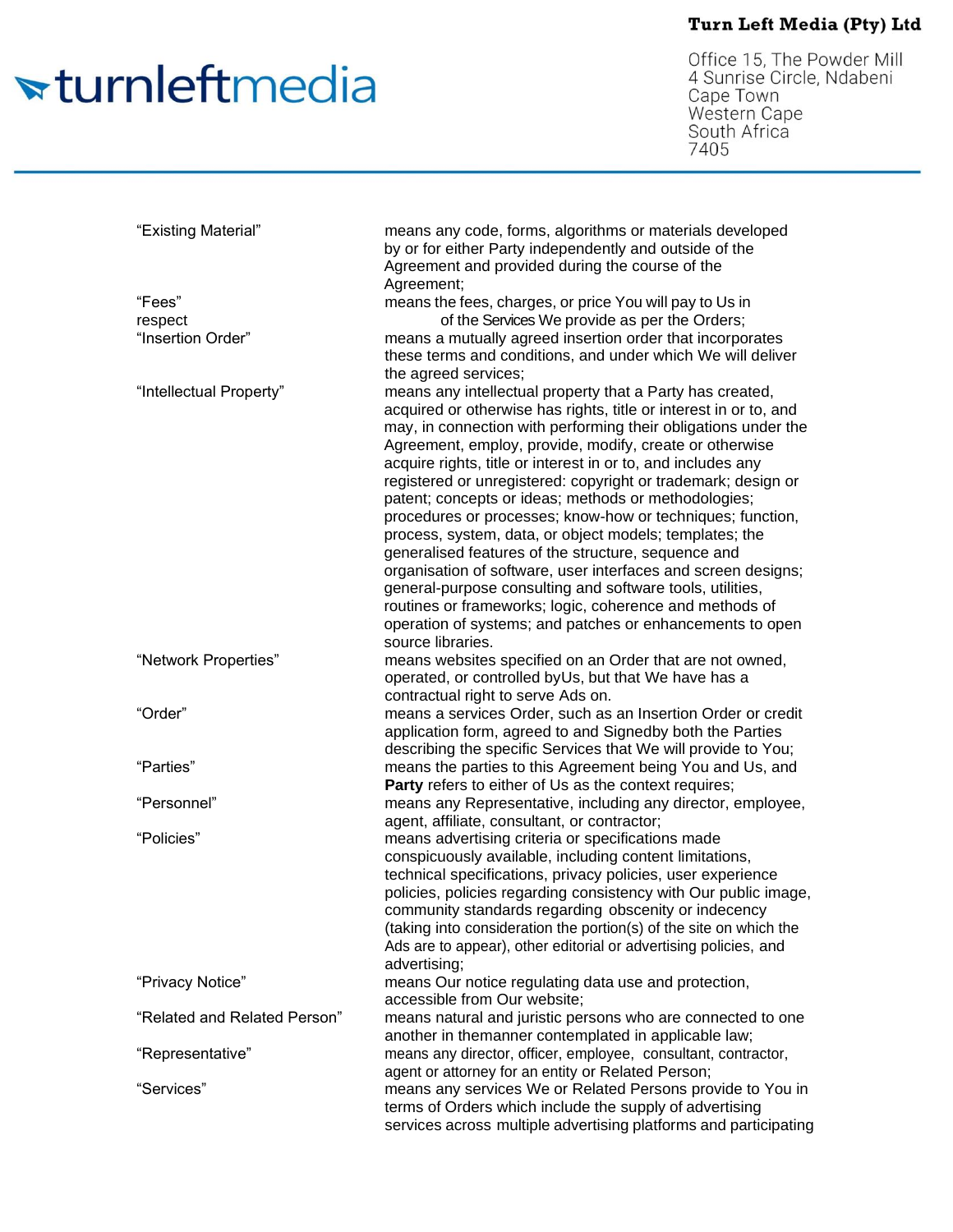| | |
|---|---|
| "Existing Material" | means any code, forms, algorithms or materials developed by or for either Party independently and outside of the Agreement and provided during the course of the Agreement; |
| "Fees" respect | means the fees, charges, or price You will pay to Us in of the Services We provide as per the Orders; |
| "Insertion Order" | means a mutually agreed insertion order that incorporates these terms and conditions, and under which We will deliver the agreed services; |
| "Intellectual Property" | means any intellectual property that a Party has created, acquired or otherwise has rights, title or interest in or to, and may, in connection with performing their obligations under the Agreement, employ, provide, modify, create or otherwise acquire rights, title or interest in or to, and includes any registered or unregistered: copyright or trademark; design or patent; concepts or ideas; methods or methodologies; procedures or processes; know-how or techniques; function, process, system, data, or object models; templates; the generalised features of the structure, sequence and organisation of software, user interfaces and screen designs; general-purpose consulting and software tools, utilities, routines or frameworks; logic, coherence and methods of operation of systems; and patches or enhancements to open source libraries. |
| "Network Properties" | means websites specified on an Order that are not owned, operated, or controlled byUs, but that We have has a contractual right to serve Ads on. |
| "Order" | means a services Order, such as an Insertion Order or credit application form, agreed to and Signedby both the Parties describing the specific Services that We will provide to You; |
| "Parties" | means the parties to this Agreement being You and Us, and **Party** refers to either of Us as the context requires; |
| "Personnel" | means any Representative, including any director, employee, agent, affiliate, consultant, or contractor; |
| "Policies" | means advertising criteria or specifications made conspicuously available, including content limitations, technical specifications, privacy policies, user experience policies, policies regarding consistency with Our public image, community standards regarding obscenity or indecency (taking into consideration the portion(s) of the site on which the Ads are to appear), other editorial or advertising policies, and advertising; |
| "Privacy Notice" | means Our notice regulating data use and protection, accessible from Our website; |
| "Related and Related Person" | means natural and juristic persons who are connected to one another in themanner contemplated in applicable law; |
| "Representative" | means any director, officer, employee, consultant, contractor, agent or attorney for an entity or Related Person; |
| "Services" | means any services We or Related Persons provide to You in terms of Orders which include the supply of advertising services across multiple advertising platforms and participating |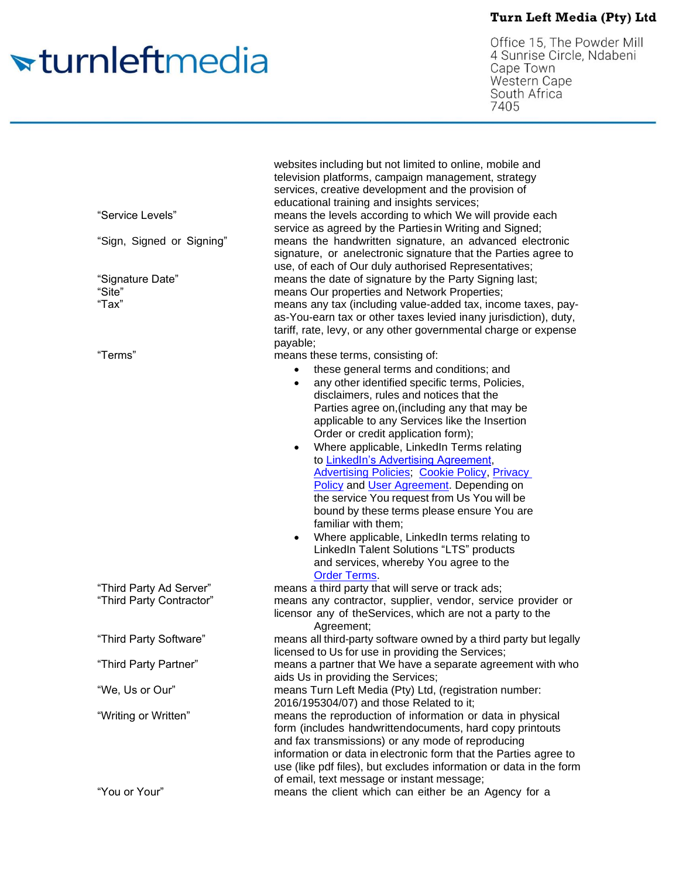| | |
|---|---|
| | websites including but not limited to online, mobile and television platforms, campaign management, strategy services, creative development and the provision of educational training and insights services; |
| "Service Levels" | means the levels according to which We will provide each service as agreed by the Parties in Writing and Signed; |
| "Sign, Signed or Signing" | means the handwritten signature, an advanced electronic signature, or an electronic signature that the Parties agree to use, of each of Our duly authorised Representatives; |
| "Signature Date" | means the date of signature by the Party Signing last; |
| "Site" | means Our properties and Network Properties; |
| "Tax" | means any tax (including value-added tax, income taxes, pay-as-You-earn tax or other taxes levied in any jurisdiction), duty, tariff, rate, levy, or any other governmental charge or expense payable; |
| "Terms" | means these terms, consisting of:<br>• these general terms and conditions; and<br>• any other identified specific terms, Policies, disclaimers, rules and notices that the Parties agree on,(including any that may be applicable to any Services like the Insertion Order or credit application form);<br>• Where applicable, LinkedIn Terms relating to LinkedIn's Advertising Agreement, Advertising Policies; Cookie Policy, Privacy Policy and User Agreement. Depending on the service You request from Us You will be bound by these terms please ensure You are familiar with them;<br>• Where applicable, LinkedIn terms relating to LinkedIn Talent Solutions "LTS" products and services, whereby You agree to the Order Terms. |
| "Third Party Ad Server" | means a third party that will serve or track ads; |
| "Third Party Contractor" | means any contractor, supplier, vendor, service provider or licensor any of the Services, which are not a party to the Agreement; |
| "Third Party Software" | means all third-party software owned by a third party but legally licensed to Us for use in providing the Services; |
| "Third Party Partner" | means a partner that We have a separate agreement with who aids Us in providing the Services; |
| "We, Us or Our" | means Turn Left Media (Pty) Ltd, (registration number: 2016/195304/07) and those Related to it; |
| "Writing or Written" | means the reproduction of information or data in physical form (includes handwritten documents, hard copy printouts and fax transmissions) or any mode of reproducing information or data in electronic form that the Parties agree to use (like pdf files), but excludes information or data in the form of email, text message or instant message; |
| "You or Your" | means the client which can either be an Agency for a |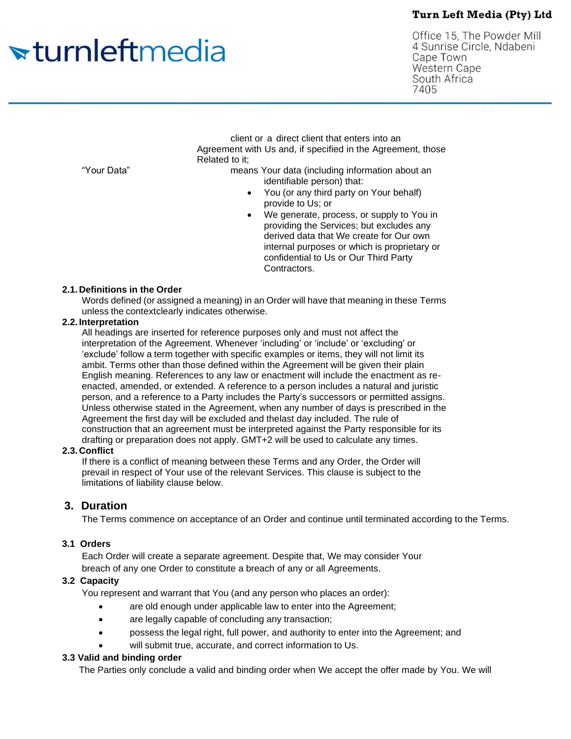client or a direct client that enters into an Agreement with Us and, if specified in the Agreement, those Related to it;

"Your Data" means Your data (including information about an identifiable person) that:

- You (or any third party on Your behalf) provide to Us; or
- We generate, process, or supply to You in providing the Services; but excludes any derived data that We create for Our own internal purposes or which is proprietary or confidential to Us or Our Third Party Contractors.

**2.1. Definitions in the Order**

Words defined (or assigned a meaning) in an Order will have that meaning in these Terms unless the contextclearly indicates otherwise.

**2.2. Interpretation**

All headings are inserted for reference purposes only and must not affect the interpretation of the Agreement. Whenever 'including' or 'include' or 'excluding' or 'exclude' follow a term together with specific examples or items, they will not limit its ambit. Terms other than those defined within the Agreement will be given their plain English meaning. References to any law or enactment will include the enactment as re-enacted, amended, or extended. A reference to a person includes a natural and juristic person, and a reference to a Party includes the Party's successors or permitted assigns. Unless otherwise stated in the Agreement, when any number of days is prescribed in the Agreement the first day will be excluded and thelast day included. The rule of construction that an agreement must be interpreted against the Party responsible for its drafting or preparation does not apply. GMT+2 will be used to calculate any times.

**2.3. Conflict**

If there is a conflict of meaning between these Terms and any Order, the Order will prevail in respect of Your use of the relevant Services. This clause is subject to the limitations of liability clause below.

## 3. Duration

The Terms commence on acceptance of an Order and continue until terminated according to the Terms.

**3.1 Orders**

Each Order will create a separate agreement. Despite that, We may consider Your breach of any one Order to constitute a breach of any or all Agreements.

**3.2 Capacity**

You represent and warrant that You (and any person who places an order):

- are old enough under applicable law to enter into the Agreement;
- are legally capable of concluding any transaction;
- possess the legal right, full power, and authority to enter into the Agreement; and
- will submit true, accurate, and correct information to Us.

**3.3 Valid and binding order**

The Parties only conclude a valid and binding order when We accept the offer made by You. We will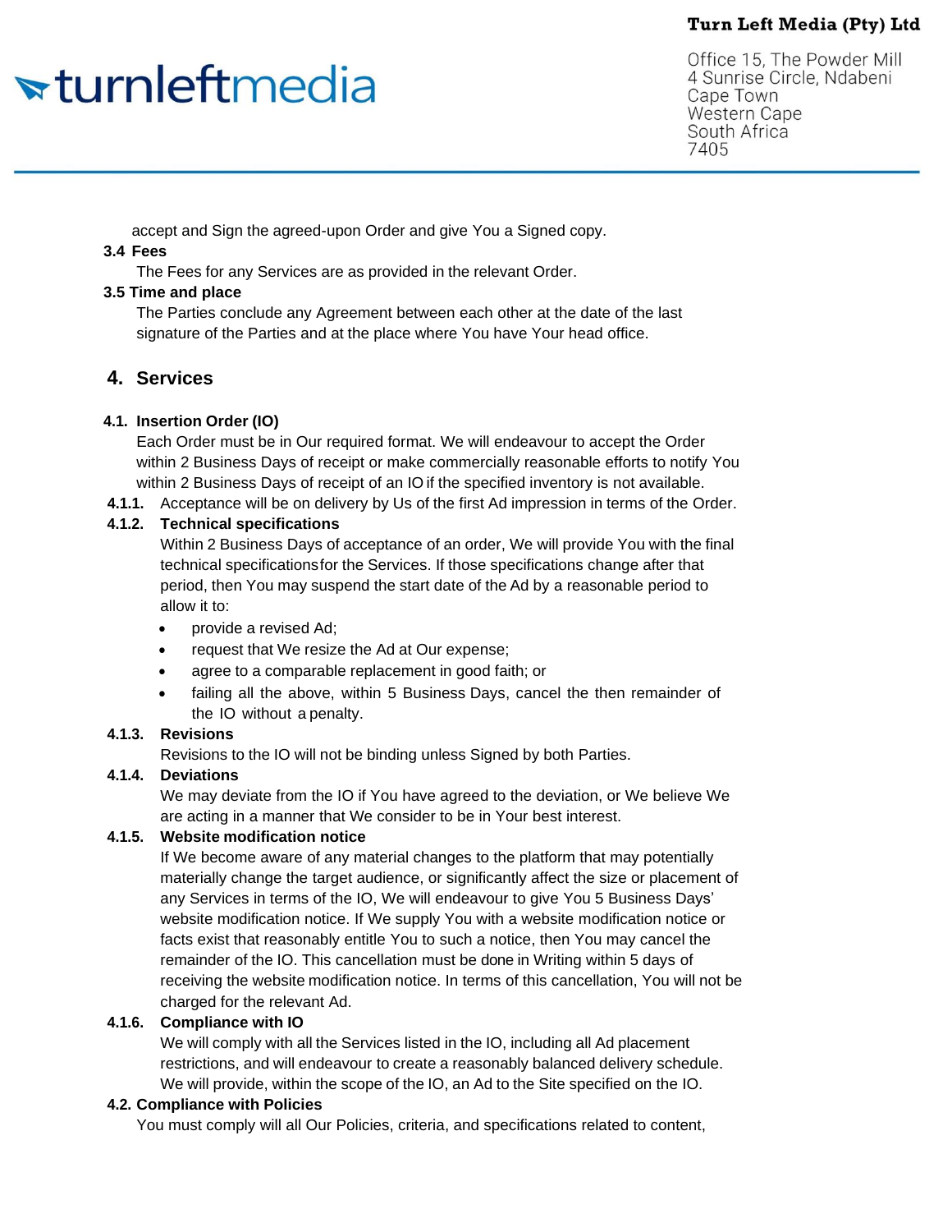accept and Sign the agreed-upon Order and give You a Signed copy.

**3.4 Fees**

The Fees for any Services are as provided in the relevant Order.

**3.5 Time and place**

The Parties conclude any Agreement between each other at the date of the last signature of the Parties and at the place where You have Your head office.

## 4. Services

**4.1. Insertion Order (IO)**

Each Order must be in Our required format. We will endeavour to accept the Order within 2 Business Days of receipt or make commercially reasonable efforts to notify You within 2 Business Days of receipt of an IO if the specified inventory is not available.

**4.1.1.** Acceptance will be on delivery by Us of the first Ad impression in terms of the Order.

**4.1.2. Technical specifications**

Within 2 Business Days of acceptance of an order, We will provide You with the final technical specificationsfor the Services. If those specifications change after that period, then You may suspend the start date of the Ad by a reasonable period to allow it to:

- provide a revised Ad;
- request that We resize the Ad at Our expense;
- agree to a comparable replacement in good faith; or
- failing all the above, within 5 Business Days, cancel the then remainder of the IO without a penalty.

**4.1.3. Revisions**

Revisions to the IO will not be binding unless Signed by both Parties.

**4.1.4. Deviations**

We may deviate from the IO if You have agreed to the deviation, or We believe We are acting in a manner that We consider to be in Your best interest.

**4.1.5. Website modification notice**

If We become aware of any material changes to the platform that may potentially materially change the target audience, or significantly affect the size or placement of any Services in terms of the IO, We will endeavour to give You 5 Business Days' website modification notice. If We supply You with a website modification notice or facts exist that reasonably entitle You to such a notice, then You may cancel the remainder of the IO. This cancellation must be done in Writing within 5 days of receiving the website modification notice. In terms of this cancellation, You will not be charged for the relevant Ad.

**4.1.6. Compliance with IO**

We will comply with all the Services listed in the IO, including all Ad placement restrictions, and will endeavour to create a reasonably balanced delivery schedule. We will provide, within the scope of the IO, an Ad to the Site specified on the IO.

**4.2. Compliance with Policies**

You must comply will all Our Policies, criteria, and specifications related to content,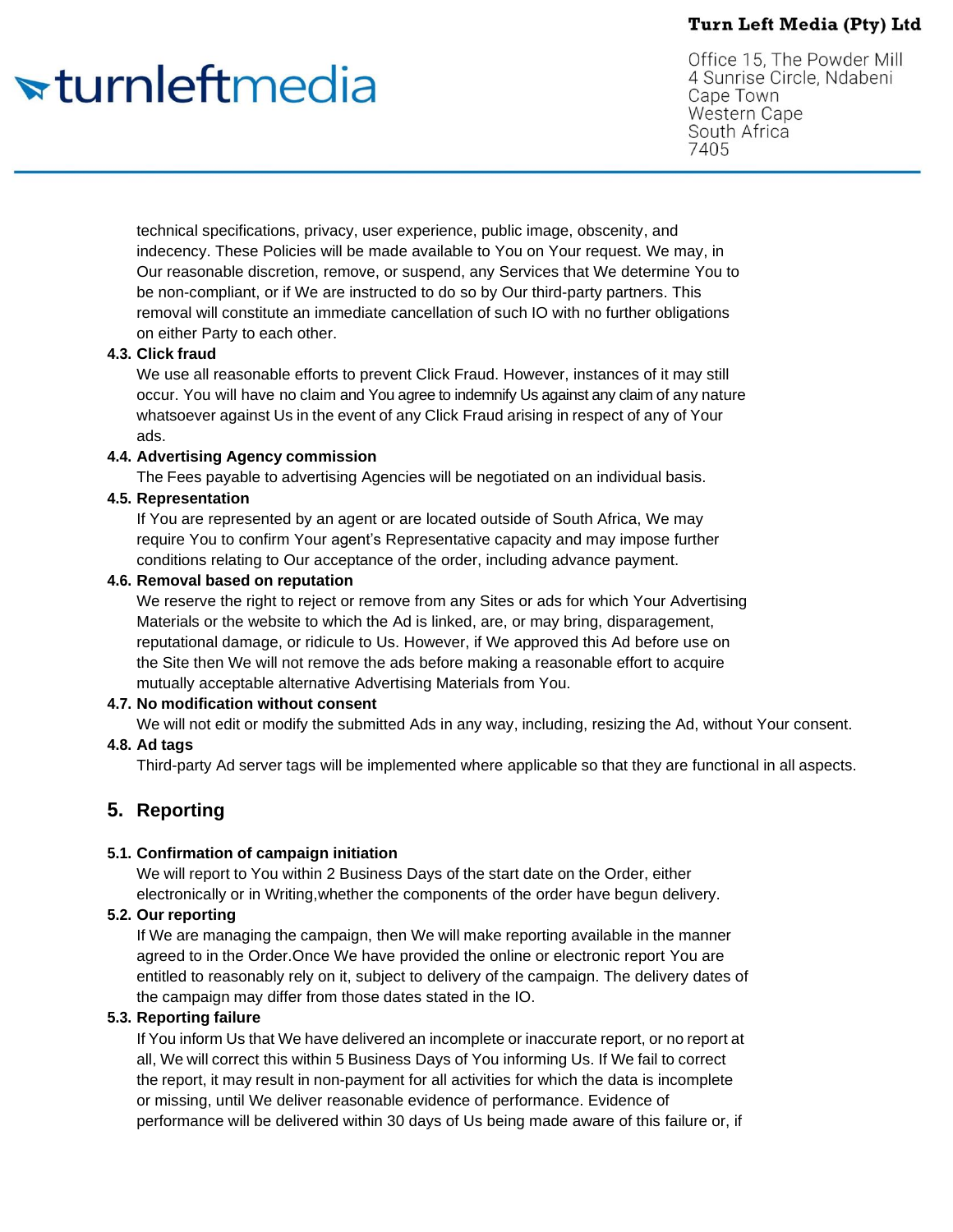technical specifications, privacy, user experience, public image, obscenity, and indecency. These Policies will be made available to You on Your request. We may, in Our reasonable discretion, remove, or suspend, any Services that We determine You to be non-compliant, or if We are instructed to do so by Our third-party partners. This removal will constitute an immediate cancellation of such IO with no further obligations on either Party to each other.

**4.3. Click fraud**

We use all reasonable efforts to prevent Click Fraud. However, instances of it may still occur. You will have no claim and You agree to indemnify Us against any claim of any nature whatsoever against Us in the event of any Click Fraud arising in respect of any of Your ads.

**4.4. Advertising Agency commission**

The Fees payable to advertising Agencies will be negotiated on an individual basis.

**4.5. Representation**

If You are represented by an agent or are located outside of South Africa, We may require You to confirm Your agent's Representative capacity and may impose further conditions relating to Our acceptance of the order, including advance payment.

**4.6. Removal based on reputation**

We reserve the right to reject or remove from any Sites or ads for which Your Advertising Materials or the website to which the Ad is linked, are, or may bring, disparagement, reputational damage, or ridicule to Us. However, if We approved this Ad before use on the Site then We will not remove the ads before making a reasonable effort to acquire mutually acceptable alternative Advertising Materials from You.

**4.7. No modification without consent**

We will not edit or modify the submitted Ads in any way, including, resizing the Ad, without Your consent.

**4.8. Ad tags**

Third-party Ad server tags will be implemented where applicable so that they are functional in all aspects.

## 5. Reporting

**5.1. Confirmation of campaign initiation**

We will report to You within 2 Business Days of the start date on the Order, either electronically or in Writing,whether the components of the order have begun delivery.

**5.2. Our reporting**

If We are managing the campaign, then We will make reporting available in the manner agreed to in the Order.Once We have provided the online or electronic report You are entitled to reasonably rely on it, subject to delivery of the campaign. The delivery dates of the campaign may differ from those dates stated in the IO.

**5.3. Reporting failure**

If You inform Us that We have delivered an incomplete or inaccurate report, or no report at all, We will correct this within 5 Business Days of You informing Us. If We fail to correct the report, it may result in non-payment for all activities for which the data is incomplete or missing, until We deliver reasonable evidence of performance. Evidence of performance will be delivered within 30 days of Us being made aware of this failure or, if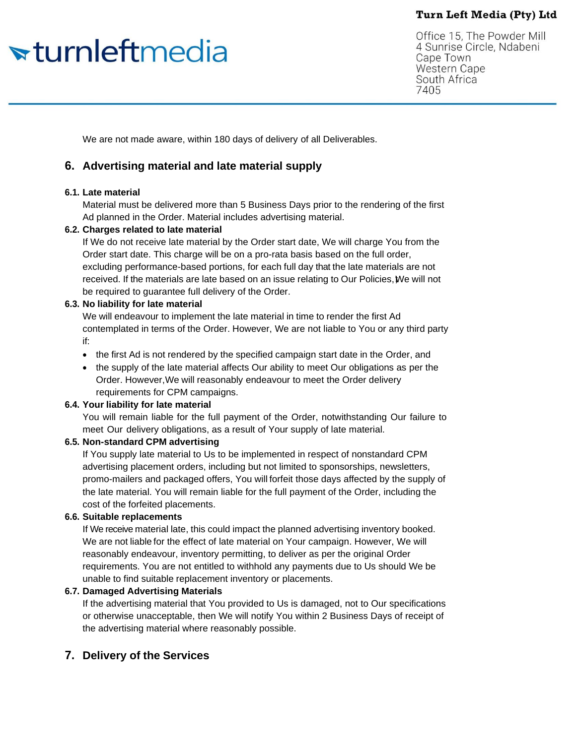We are not made aware, within 180 days of delivery of all Deliverables.

## 6. Advertising material and late material supply

**6.1. Late material**

Material must be delivered more than 5 Business Days prior to the rendering of the first Ad planned in the Order. Material includes advertising material.

**6.2. Charges related to late material**

If We do not receive late material by the Order start date, We will charge You from the Order start date. This charge will be on a pro-rata basis based on the full order, excluding performance-based portions, for each full day that the late materials are not received. If the materials are late based on an issue relating to Our Policies, We will not be required to guarantee full delivery of the Order.

**6.3. No liability for late material**

We will endeavour to implement the late material in time to render the first Ad contemplated in terms of the Order. However, We are not liable to You or any third party if:

- the first Ad is not rendered by the specified campaign start date in the Order, and
- the supply of the late material affects Our ability to meet Our obligations as per the Order. However,We will reasonably endeavour to meet the Order delivery requirements for CPM campaigns.

**6.4. Your liability for late material**

You will remain liable for the full payment of the Order, notwithstanding Our failure to meet Our delivery obligations, as a result of Your supply of late material.

**6.5. Non-standard CPM advertising**

If You supply late material to Us to be implemented in respect of nonstandard CPM advertising placement orders, including but not limited to sponsorships, newsletters, promo-mailers and packaged offers, You will forfeit those days affected by the supply of the late material. You will remain liable for the full payment of the Order, including the cost of the forfeited placements.

**6.6. Suitable replacements**

If We receive material late, this could impact the planned advertising inventory booked. We are not liable for the effect of late material on Your campaign. However, We will reasonably endeavour, inventory permitting, to deliver as per the original Order requirements. You are not entitled to withhold any payments due to Us should We be unable to find suitable replacement inventory or placements.

**6.7. Damaged Advertising Materials**

If the advertising material that You provided to Us is damaged, not to Our specifications or otherwise unacceptable, then We will notify You within 2 Business Days of receipt of the advertising material where reasonably possible.

## 7. Delivery of the Services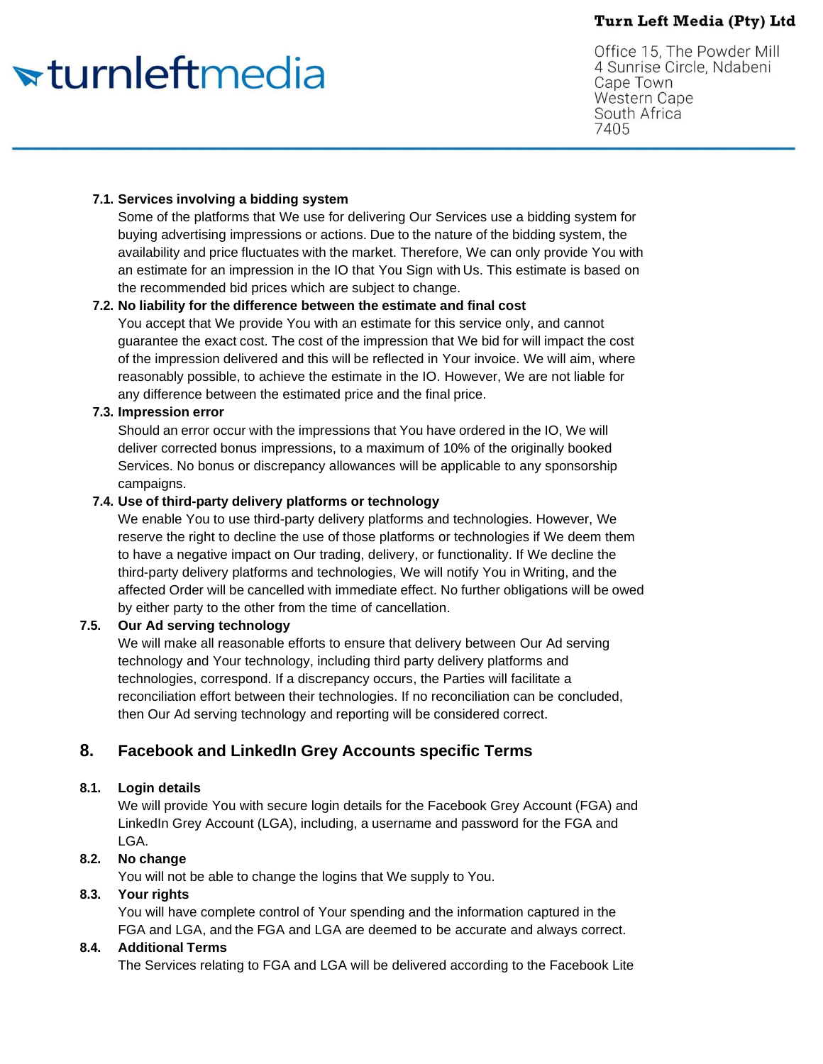**7.1. Services involving a bidding system**

Some of the platforms that We use for delivering Our Services use a bidding system for buying advertising impressions or actions. Due to the nature of the bidding system, the availability and price fluctuates with the market. Therefore, We can only provide You with an estimate for an impression in the IO that You Sign with Us. This estimate is based on the recommended bid prices which are subject to change.

**7.2. No liability for the difference between the estimate and final cost**

You accept that We provide You with an estimate for this service only, and cannot guarantee the exact cost. The cost of the impression that We bid for will impact the cost of the impression delivered and this will be reflected in Your invoice. We will aim, where reasonably possible, to achieve the estimate in the IO. However, We are not liable for any difference between the estimated price and the final price.

**7.3. Impression error**

Should an error occur with the impressions that You have ordered in the IO, We will deliver corrected bonus impressions, to a maximum of 10% of the originally booked Services. No bonus or discrepancy allowances will be applicable to any sponsorship campaigns.

**7.4. Use of third-party delivery platforms or technology**

We enable You to use third-party delivery platforms and technologies. However, We reserve the right to decline the use of those platforms or technologies if We deem them to have a negative impact on Our trading, delivery, or functionality. If We decline the third-party delivery platforms and technologies, We will notify You in Writing, and the affected Order will be cancelled with immediate effect. No further obligations will be owed by either party to the other from the time of cancellation.

**7.5. Our Ad serving technology**

We will make all reasonable efforts to ensure that delivery between Our Ad serving technology and Your technology, including third party delivery platforms and technologies, correspond. If a discrepancy occurs, the Parties will facilitate a reconciliation effort between their technologies. If no reconciliation can be concluded, then Our Ad serving technology and reporting will be considered correct.

## 8. Facebook and LinkedIn Grey Accounts specific Terms

**8.1. Login details**

We will provide You with secure login details for the Facebook Grey Account (FGA) and LinkedIn Grey Account (LGA), including, a username and password for the FGA and LGA.

**8.2. No change**

You will not be able to change the logins that We supply to You.

**8.3. Your rights**

You will have complete control of Your spending and the information captured in the FGA and LGA, and the FGA and LGA are deemed to be accurate and always correct.

**8.4. Additional Terms**

The Services relating to FGA and LGA will be delivered according to the Facebook Lite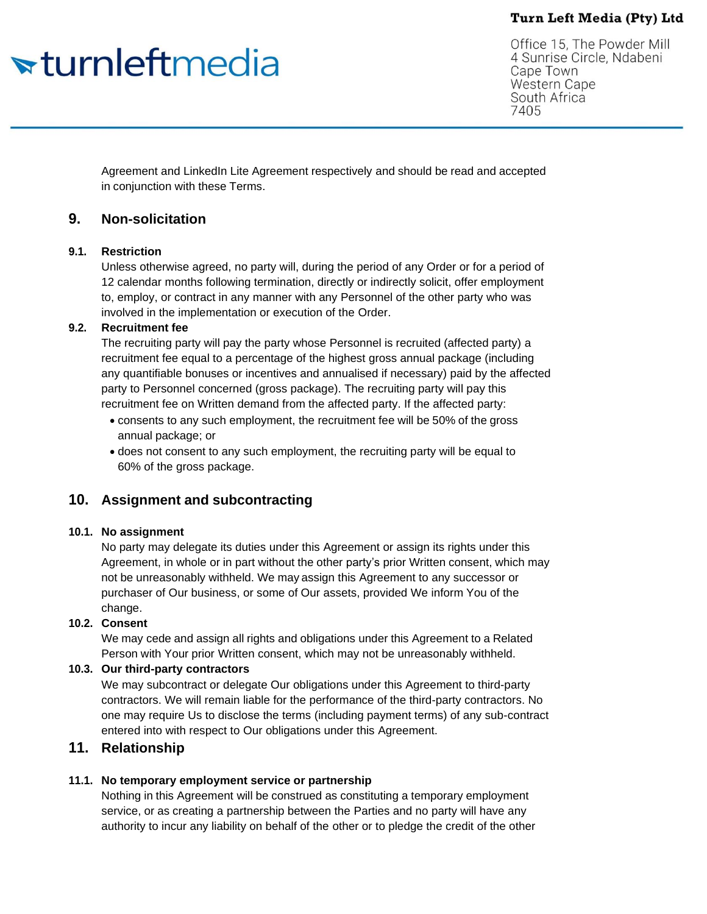Agreement and LinkedIn Lite Agreement respectively and should be read and accepted in conjunction with these Terms.

## 9. Non-solicitation

### 9.1. Restriction

Unless otherwise agreed, no party will, during the period of any Order or for a period of 12 calendar months following termination, directly or indirectly solicit, offer employment to, employ, or contract in any manner with any Personnel of the other party who was involved in the implementation or execution of the Order.

### 9.2. Recruitment fee

The recruiting party will pay the party whose Personnel is recruited (affected party) a recruitment fee equal to a percentage of the highest gross annual package (including any quantifiable bonuses or incentives and annualised if necessary) paid by the affected party to Personnel concerned (gross package). The recruiting party will pay this recruitment fee on Written demand from the affected party. If the affected party:

- consents to any such employment, the recruitment fee will be 50% of the gross annual package; or
- does not consent to any such employment, the recruiting party will be equal to 60% of the gross package.

## 10. Assignment and subcontracting

### 10.1. No assignment

No party may delegate its duties under this Agreement or assign its rights under this Agreement, in whole or in part without the other party's prior Written consent, which may not be unreasonably withheld. We may assign this Agreement to any successor or purchaser of Our business, or some of Our assets, provided We inform You of the change.

### 10.2. Consent

We may cede and assign all rights and obligations under this Agreement to a Related Person with Your prior Written consent, which may not be unreasonably withheld.

### 10.3. Our third-party contractors

We may subcontract or delegate Our obligations under this Agreement to third-party contractors. We will remain liable for the performance of the third-party contractors. No one may require Us to disclose the terms (including payment terms) of any sub-contract entered into with respect to Our obligations under this Agreement.

## 11. Relationship

### 11.1. No temporary employment service or partnership

Nothing in this Agreement will be construed as constituting a temporary employment service, or as creating a partnership between the Parties and no party will have any authority to incur any liability on behalf of the other or to pledge the credit of the other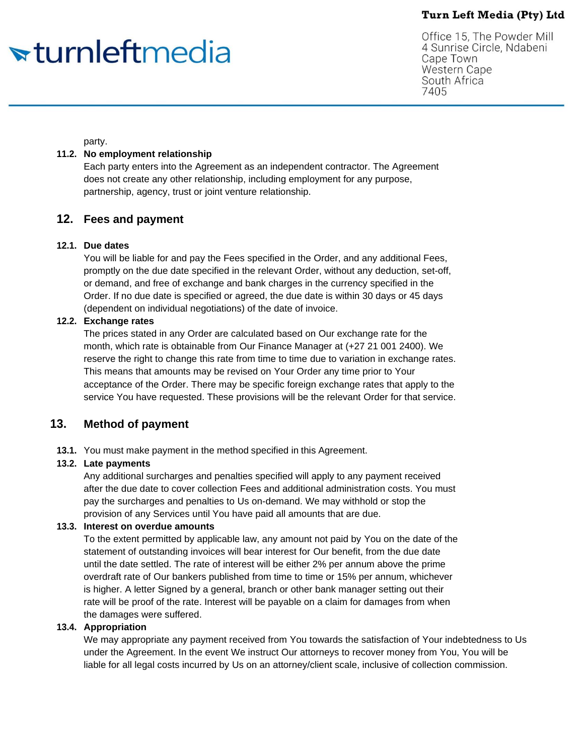party.

**11.2. No employment relationship**

Each party enters into the Agreement as an independent contractor. The Agreement does not create any other relationship, including employment for any purpose, partnership, agency, trust or joint venture relationship.

## 12. Fees and payment

**12.1. Due dates**

You will be liable for and pay the Fees specified in the Order, and any additional Fees, promptly on the due date specified in the relevant Order, without any deduction, set-off, or demand, and free of exchange and bank charges in the currency specified in the Order. If no due date is specified or agreed, the due date is within 30 days or 45 days (dependent on individual negotiations) of the date of invoice.

**12.2. Exchange rates**

The prices stated in any Order are calculated based on Our exchange rate for the month, which rate is obtainable from Our Finance Manager at (+27 21 001 2400). We reserve the right to change this rate from time to time due to variation in exchange rates. This means that amounts may be revised on Your Order any time prior to Your acceptance of the Order. There may be specific foreign exchange rates that apply to the service You have requested. These provisions will be the relevant Order for that service.

## 13. Method of payment

**13.1.** You must make payment in the method specified in this Agreement.

**13.2. Late payments**

Any additional surcharges and penalties specified will apply to any payment received after the due date to cover collection Fees and additional administration costs. You must pay the surcharges and penalties to Us on-demand. We may withhold or stop the provision of any Services until You have paid all amounts that are due.

**13.3. Interest on overdue amounts**

To the extent permitted by applicable law, any amount not paid by You on the date of the statement of outstanding invoices will bear interest for Our benefit, from the due date until the date settled. The rate of interest will be either 2% per annum above the prime overdraft rate of Our bankers published from time to time or 15% per annum, whichever is higher. A letter Signed by a general, branch or other bank manager setting out their rate will be proof of the rate. Interest will be payable on a claim for damages from when the damages were suffered.

**13.4. Appropriation**

We may appropriate any payment received from You towards the satisfaction of Your indebtedness to Us under the Agreement. In the event We instruct Our attorneys to recover money from You, You will be liable for all legal costs incurred by Us on an attorney/client scale, inclusive of collection commission.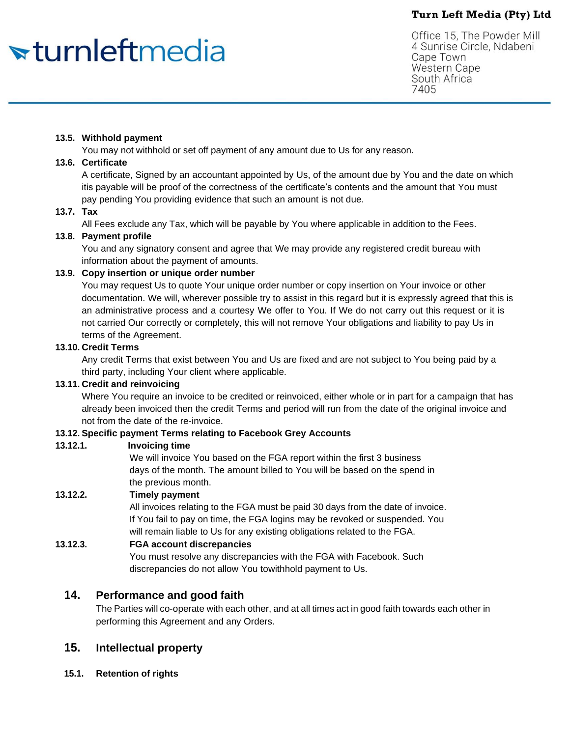**13.5. Withhold payment**

You may not withhold or set off payment of any amount due to Us for any reason.

**13.6. Certificate**

A certificate, Signed by an accountant appointed by Us, of the amount due by You and the date on which itis payable will be proof of the correctness of the certificate's contents and the amount that You must pay pending You providing evidence that such an amount is not due.

**13.7. Tax**

All Fees exclude any Tax, which will be payable by You where applicable in addition to the Fees.

**13.8. Payment profile**

You and any signatory consent and agree that We may provide any registered credit bureau with information about the payment of amounts.

**13.9. Copy insertion or unique order number**

You may request Us to quote Your unique order number or copy insertion on Your invoice or other documentation. We will, wherever possible try to assist in this regard but it is expressly agreed that this is an administrative process and a courtesy We offer to You. If We do not carry out this request or it is not carried Our correctly or completely, this will not remove Your obligations and liability to pay Us in terms of the Agreement.

**13.10. Credit Terms**

Any credit Terms that exist between You and Us are fixed and are not subject to You being paid by a third party, including Your client where applicable.

**13.11. Credit and reinvoicing**

Where You require an invoice to be credited or reinvoiced, either whole or in part for a campaign that has already been invoiced then the credit Terms and period will run from the date of the original invoice and not from the date of the re-invoice.

**13.12. Specific payment Terms relating to Facebook Grey Accounts**

**13.12.1. Invoicing time**

We will invoice You based on the FGA report within the first 3 business days of the month. The amount billed to You will be based on the spend in the previous month.

**13.12.2. Timely payment**

All invoices relating to the FGA must be paid 30 days from the date of invoice. If You fail to pay on time, the FGA logins may be revoked or suspended. You will remain liable to Us for any existing obligations related to the FGA.

**13.12.3. FGA account discrepancies**

You must resolve any discrepancies with the FGA with Facebook. Such discrepancies do not allow You towithhold payment to Us.

## 14. Performance and good faith

The Parties will co-operate with each other, and at all times act in good faith towards each other in performing this Agreement and any Orders.

## 15. Intellectual property

**15.1. Retention of rights**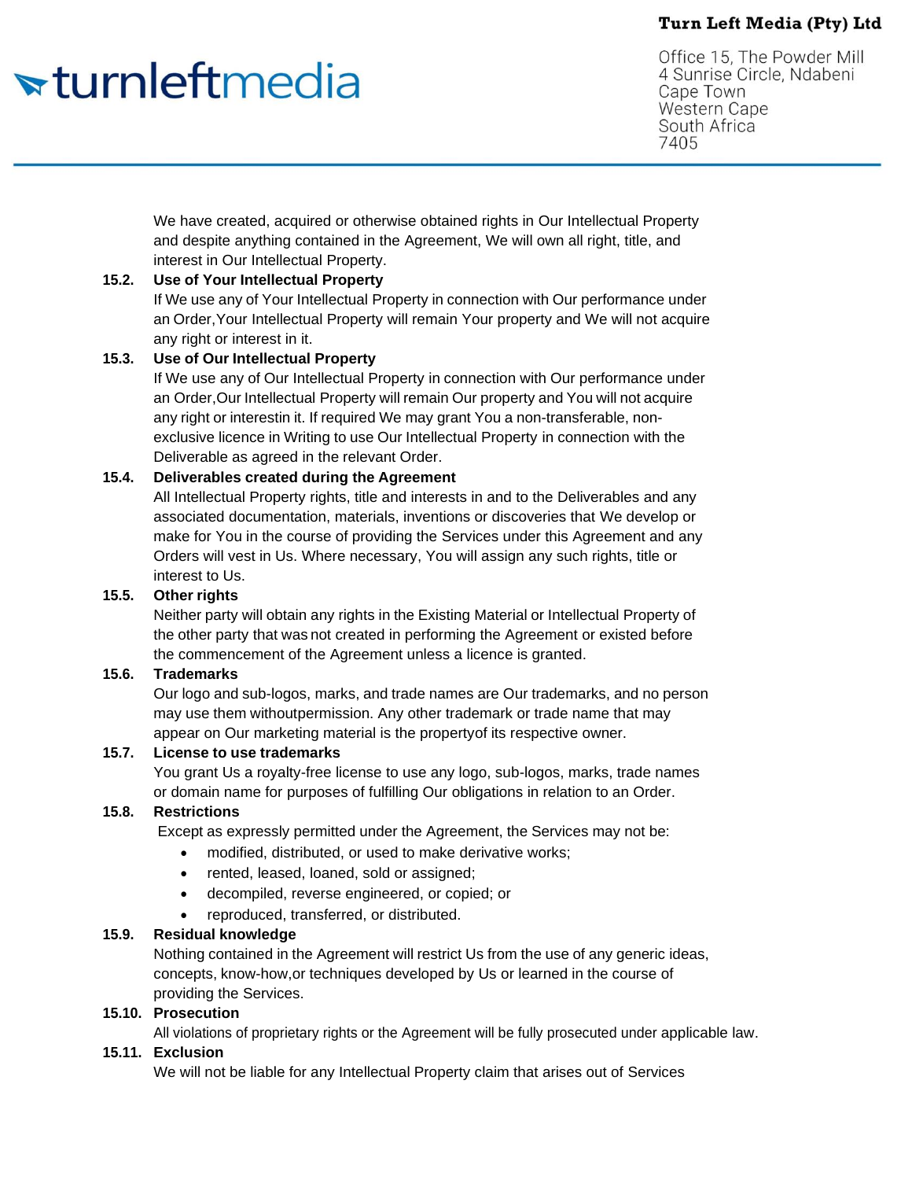We have created, acquired or otherwise obtained rights in Our Intellectual Property and despite anything contained in the Agreement, We will own all right, title, and interest in Our Intellectual Property.

**15.2. Use of Your Intellectual Property**

If We use any of Your Intellectual Property in connection with Our performance under an Order,Your Intellectual Property will remain Your property and We will not acquire any right or interest in it.

**15.3. Use of Our Intellectual Property**

If We use any of Our Intellectual Property in connection with Our performance under an Order,Our Intellectual Property will remain Our property and You will not acquire any right or interestin it. If required We may grant You a non-transferable, non-exclusive licence in Writing to use Our Intellectual Property in connection with the Deliverable as agreed in the relevant Order.

**15.4. Deliverables created during the Agreement**

All Intellectual Property rights, title and interests in and to the Deliverables and any associated documentation, materials, inventions or discoveries that We develop or make for You in the course of providing the Services under this Agreement and any Orders will vest in Us. Where necessary, You will assign any such rights, title or interest to Us.

**15.5. Other rights**

Neither party will obtain any rights in the Existing Material or Intellectual Property of the other party that was not created in performing the Agreement or existed before the commencement of the Agreement unless a licence is granted.

**15.6. Trademarks**

Our logo and sub-logos, marks, and trade names are Our trademarks, and no person may use them withoutpermission. Any other trademark or trade name that may appear on Our marketing material is the propertyof its respective owner.

**15.7. License to use trademarks**

You grant Us a royalty-free license to use any logo, sub-logos, marks, trade names or domain name for purposes of fulfilling Our obligations in relation to an Order.

**15.8. Restrictions**

Except as expressly permitted under the Agreement, the Services may not be:

- modified, distributed, or used to make derivative works;
- rented, leased, loaned, sold or assigned;
- decompiled, reverse engineered, or copied; or
- reproduced, transferred, or distributed.

**15.9. Residual knowledge**

Nothing contained in the Agreement will restrict Us from the use of any generic ideas, concepts, know-how,or techniques developed by Us or learned in the course of providing the Services.

**15.10. Prosecution**

All violations of proprietary rights or the Agreement will be fully prosecuted under applicable law.

**15.11. Exclusion**

We will not be liable for any Intellectual Property claim that arises out of Services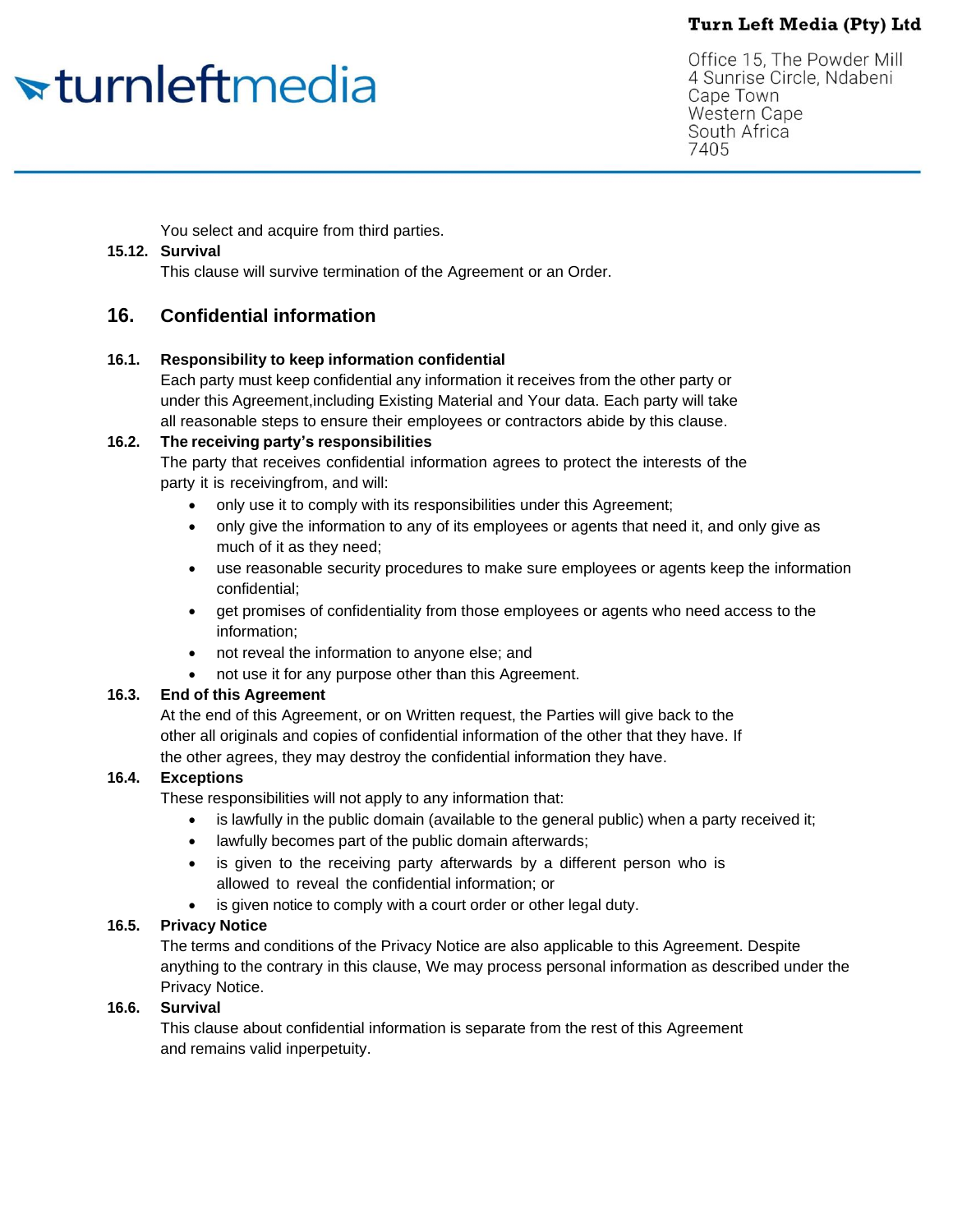You select and acquire from third parties.

**15.12. Survival**

This clause will survive termination of the Agreement or an Order.

## 16. Confidential information

**16.1. Responsibility to keep information confidential**

Each party must keep confidential any information it receives from the other party or under this Agreement,including Existing Material and Your data. Each party will take all reasonable steps to ensure their employees or contractors abide by this clause.

**16.2. The receiving party's responsibilities**

The party that receives confidential information agrees to protect the interests of the party it is receivingfrom, and will:

- only use it to comply with its responsibilities under this Agreement;
- only give the information to any of its employees or agents that need it, and only give as much of it as they need;
- use reasonable security procedures to make sure employees or agents keep the information confidential;
- get promises of confidentiality from those employees or agents who need access to the information;
- not reveal the information to anyone else; and
- not use it for any purpose other than this Agreement.

**16.3. End of this Agreement**

At the end of this Agreement, or on Written request, the Parties will give back to the other all originals and copies of confidential information of the other that they have. If the other agrees, they may destroy the confidential information they have.

**16.4. Exceptions**

These responsibilities will not apply to any information that:

- is lawfully in the public domain (available to the general public) when a party received it;
- lawfully becomes part of the public domain afterwards;
- is given to the receiving party afterwards by a different person who is allowed to reveal the confidential information; or
- is given notice to comply with a court order or other legal duty.

**16.5. Privacy Notice**

The terms and conditions of the Privacy Notice are also applicable to this Agreement. Despite anything to the contrary in this clause, We may process personal information as described under the Privacy Notice.

**16.6. Survival**

This clause about confidential information is separate from the rest of this Agreement and remains valid inperpetuity.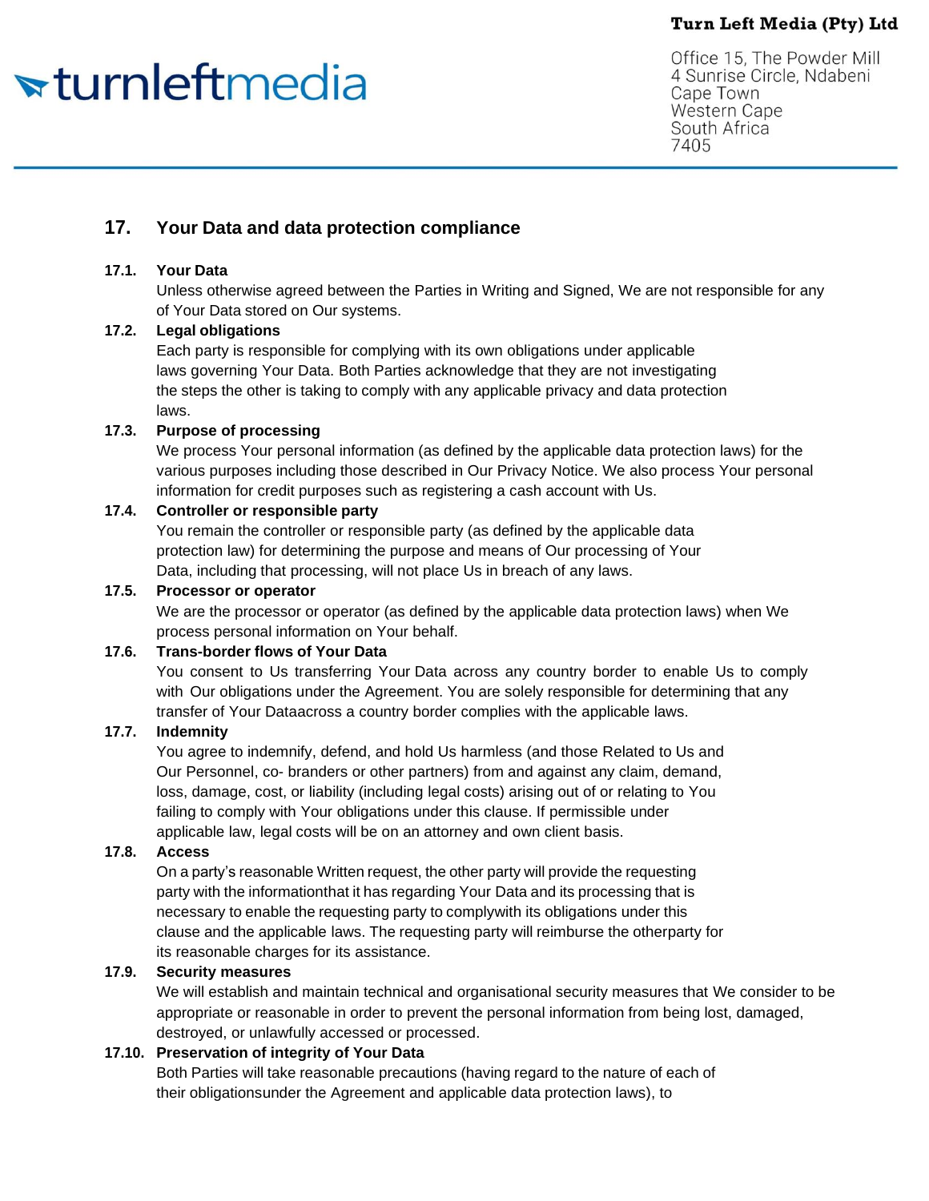## 17. Your Data and data protection compliance

**17.1. Your Data**

Unless otherwise agreed between the Parties in Writing and Signed, We are not responsible for any of Your Data stored on Our systems.

**17.2. Legal obligations**

Each party is responsible for complying with its own obligations under applicable laws governing Your Data. Both Parties acknowledge that they are not investigating the steps the other is taking to comply with any applicable privacy and data protection laws.

**17.3. Purpose of processing**

We process Your personal information (as defined by the applicable data protection laws) for the various purposes including those described in Our Privacy Notice. We also process Your personal information for credit purposes such as registering a cash account with Us.

**17.4. Controller or responsible party**

You remain the controller or responsible party (as defined by the applicable data protection law) for determining the purpose and means of Our processing of Your Data, including that processing, will not place Us in breach of any laws.

**17.5. Processor or operator**

We are the processor or operator (as defined by the applicable data protection laws) when We process personal information on Your behalf.

**17.6. Trans-border flows of Your Data**

You consent to Us transferring Your Data across any country border to enable Us to comply with Our obligations under the Agreement. You are solely responsible for determining that any transfer of Your Dataacross a country border complies with the applicable laws.

**17.7. Indemnity**

You agree to indemnify, defend, and hold Us harmless (and those Related to Us and Our Personnel, co- branders or other partners) from and against any claim, demand, loss, damage, cost, or liability (including legal costs) arising out of or relating to You failing to comply with Your obligations under this clause. If permissible under applicable law, legal costs will be on an attorney and own client basis.

**17.8. Access**

On a party's reasonable Written request, the other party will provide the requesting party with the informationthat it has regarding Your Data and its processing that is necessary to enable the requesting party to complywith its obligations under this clause and the applicable laws. The requesting party will reimburse the otherparty for its reasonable charges for its assistance.

**17.9. Security measures**

We will establish and maintain technical and organisational security measures that We consider to be appropriate or reasonable in order to prevent the personal information from being lost, damaged, destroyed, or unlawfully accessed or processed.

**17.10. Preservation of integrity of Your Data**

Both Parties will take reasonable precautions (having regard to the nature of each of their obligationsunder the Agreement and applicable data protection laws), to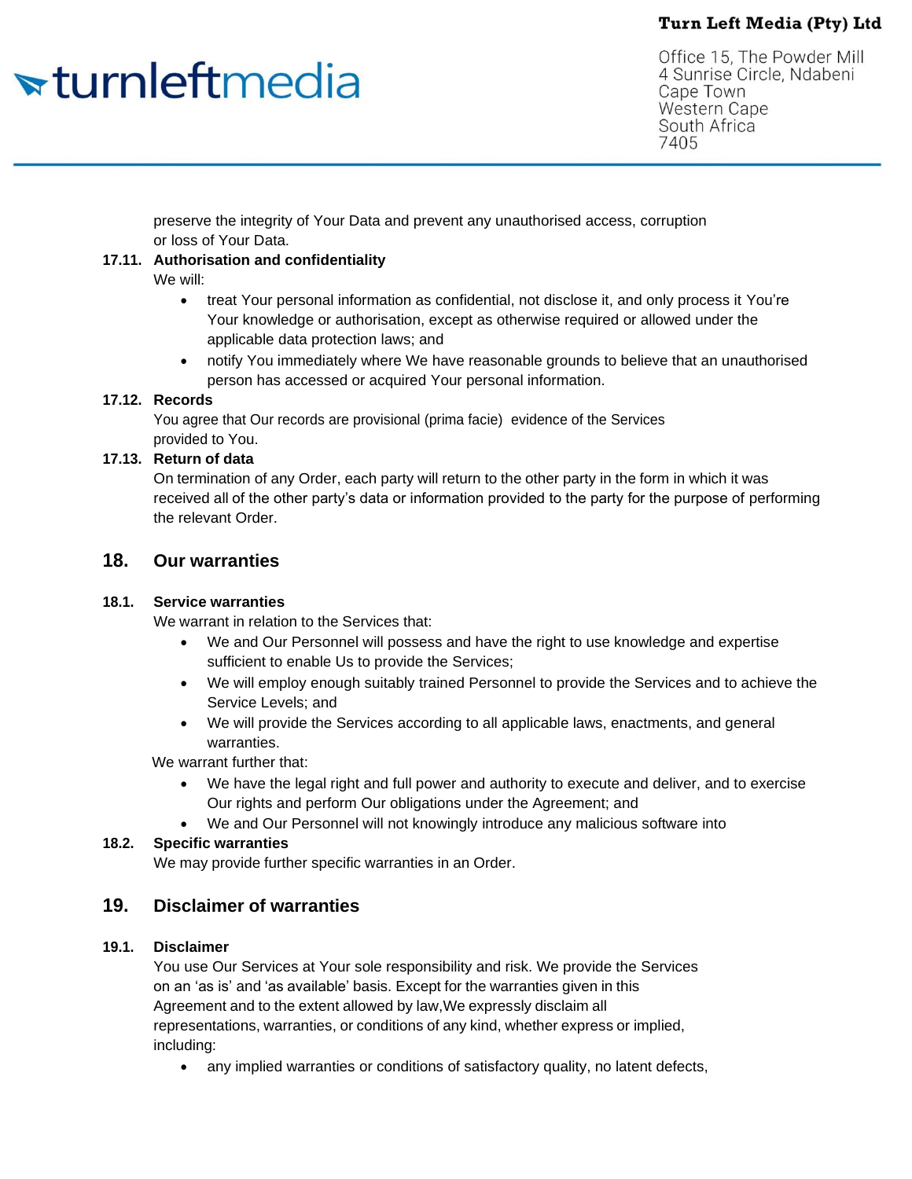preserve the integrity of Your Data and prevent any unauthorised access, corruption or loss of Your Data.

**17.11. Authorisation and confidentiality**

We will:

- treat Your personal information as confidential, not disclose it, and only process it You're Your knowledge or authorisation, except as otherwise required or allowed under the applicable data protection laws; and
- notify You immediately where We have reasonable grounds to believe that an unauthorised person has accessed or acquired Your personal information.

**17.12. Records**

You agree that Our records are provisional (prima facie) evidence of the Services provided to You.

**17.13. Return of data**

On termination of any Order, each party will return to the other party in the form in which it was received all of the other party's data or information provided to the party for the purpose of performing the relevant Order.

## 18. Our warranties

**18.1. Service warranties**

We warrant in relation to the Services that:

- We and Our Personnel will possess and have the right to use knowledge and expertise sufficient to enable Us to provide the Services;
- We will employ enough suitably trained Personnel to provide the Services and to achieve the Service Levels; and
- We will provide the Services according to all applicable laws, enactments, and general warranties.

We warrant further that:

- We have the legal right and full power and authority to execute and deliver, and to exercise Our rights and perform Our obligations under the Agreement; and
- We and Our Personnel will not knowingly introduce any malicious software into

**18.2. Specific warranties**

We may provide further specific warranties in an Order.

## 19. Disclaimer of warranties

**19.1. Disclaimer**

You use Our Services at Your sole responsibility and risk. We provide the Services on an 'as is' and 'as available' basis. Except for the warranties given in this Agreement and to the extent allowed by law,We expressly disclaim all representations, warranties, or conditions of any kind, whether express or implied, including:

- any implied warranties or conditions of satisfactory quality, no latent defects,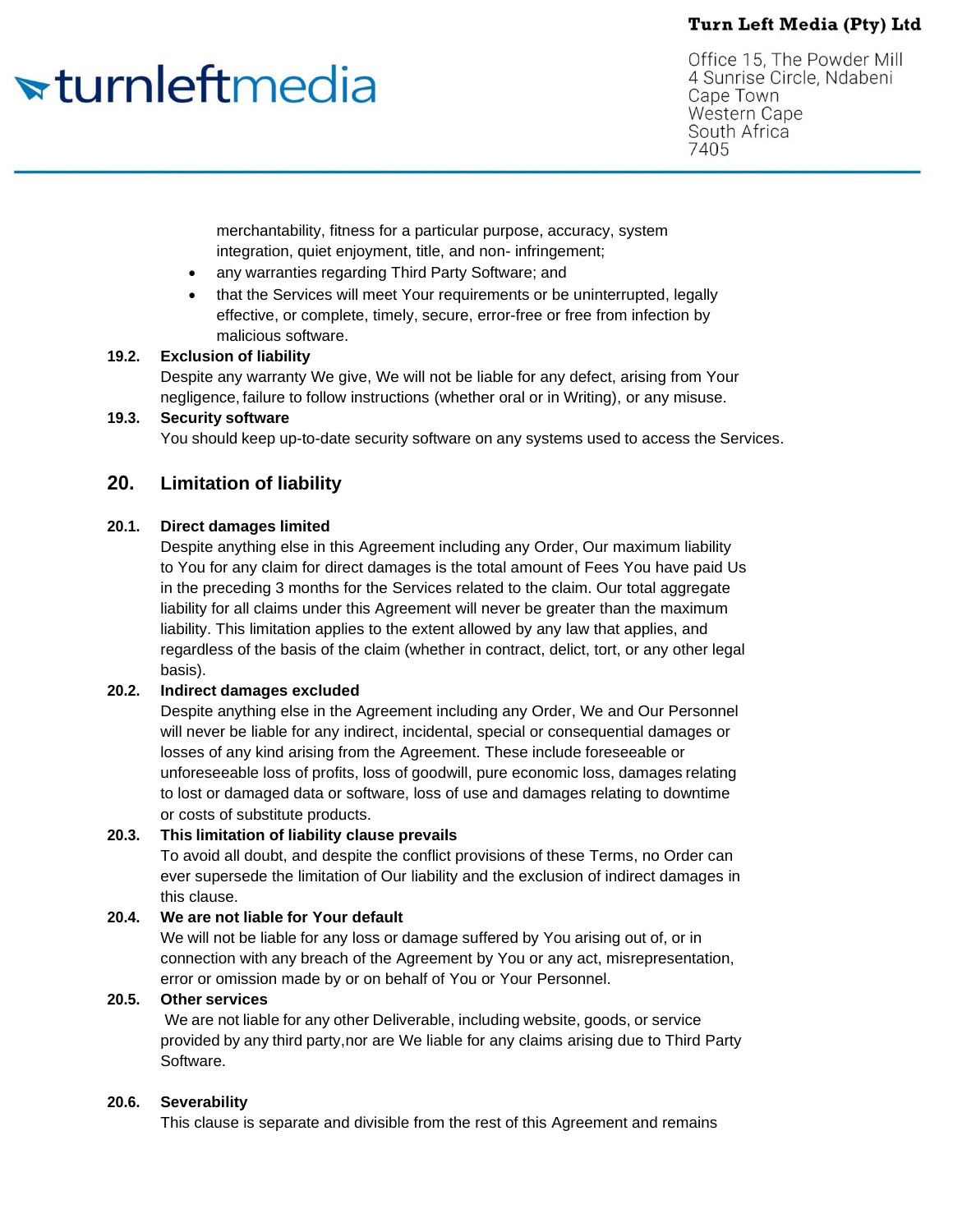merchantability, fitness for a particular purpose, accuracy, system integration, quiet enjoyment, title, and non- infringement;

- any warranties regarding Third Party Software; and
- that the Services will meet Your requirements or be uninterrupted, legally effective, or complete, timely, secure, error-free or free from infection by malicious software.

**19.2. Exclusion of liability**

Despite any warranty We give, We will not be liable for any defect, arising from Your negligence, failure to follow instructions (whether oral or in Writing), or any misuse.

**19.3. Security software**

You should keep up-to-date security software on any systems used to access the Services.

## 20. Limitation of liability

**20.1. Direct damages limited**

Despite anything else in this Agreement including any Order, Our maximum liability to You for any claim for direct damages is the total amount of Fees You have paid Us in the preceding 3 months for the Services related to the claim. Our total aggregate liability for all claims under this Agreement will never be greater than the maximum liability. This limitation applies to the extent allowed by any law that applies, and regardless of the basis of the claim (whether in contract, delict, tort, or any other legal basis).

**20.2. Indirect damages excluded**

Despite anything else in the Agreement including any Order, We and Our Personnel will never be liable for any indirect, incidental, special or consequential damages or losses of any kind arising from the Agreement. These include foreseeable or unforeseeable loss of profits, loss of goodwill, pure economic loss, damages relating to lost or damaged data or software, loss of use and damages relating to downtime or costs of substitute products.

**20.3. This limitation of liability clause prevails**

To avoid all doubt, and despite the conflict provisions of these Terms, no Order can ever supersede the limitation of Our liability and the exclusion of indirect damages in this clause.

**20.4. We are not liable for Your default**

We will not be liable for any loss or damage suffered by You arising out of, or in connection with any breach of the Agreement by You or any act, misrepresentation, error or omission made by or on behalf of You or Your Personnel.

**20.5. Other services**

We are not liable for any other Deliverable, including website, goods, or service provided by any third party,nor are We liable for any claims arising due to Third Party Software.

**20.6. Severability**

This clause is separate and divisible from the rest of this Agreement and remains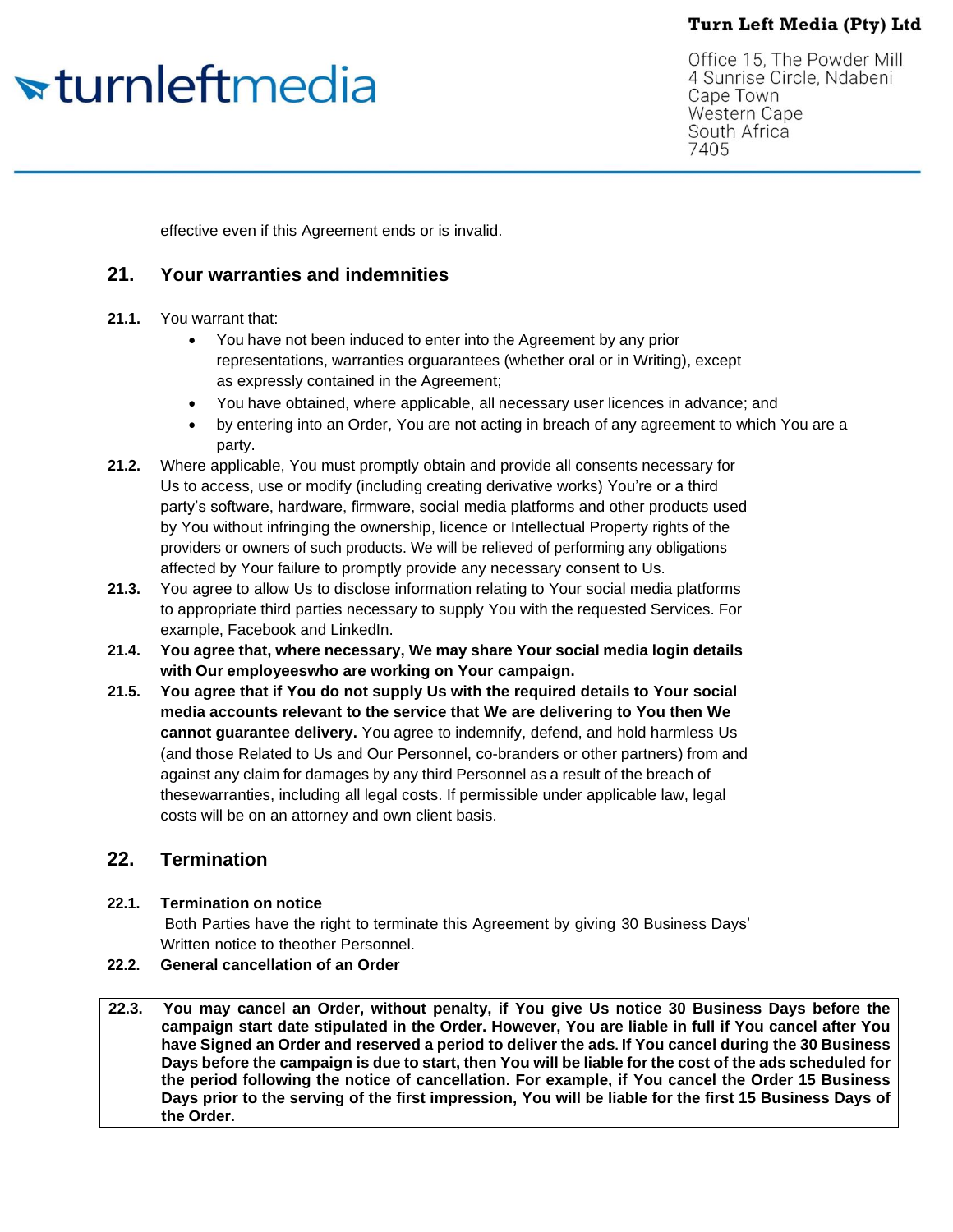effective even if this Agreement ends or is invalid.

## 21. Your warranties and indemnities

**21.1.** You warrant that:

- You have not been induced to enter into the Agreement by any prior representations, warranties orguarantees (whether oral or in Writing), except as expressly contained in the Agreement;
- You have obtained, where applicable, all necessary user licences in advance; and
- by entering into an Order, You are not acting in breach of any agreement to which You are a party.

**21.2.** Where applicable, You must promptly obtain and provide all consents necessary for Us to access, use or modify (including creating derivative works) You're or a third party's software, hardware, firmware, social media platforms and other products used by You without infringing the ownership, licence or Intellectual Property rights of the providers or owners of such products. We will be relieved of performing any obligations affected by Your failure to promptly provide any necessary consent to Us.

**21.3.** You agree to allow Us to disclose information relating to Your social media platforms to appropriate third parties necessary to supply You with the requested Services. For example, Facebook and LinkedIn.

**21.4. You agree that, where necessary, We may share Your social media login details with Our employeeswho are working on Your campaign.**

**21.5. You agree that if You do not supply Us with the required details to Your social media accounts relevant to the service that We are delivering to You then We cannot guarantee delivery.** You agree to indemnify, defend, and hold harmless Us (and those Related to Us and Our Personnel, co-branders or other partners) from and against any claim for damages by any third Personnel as a result of the breach of thesewarranties, including all legal costs. If permissible under applicable law, legal costs will be on an attorney and own client basis.

## 22. Termination

**22.1. Termination on notice**

Both Parties have the right to terminate this Agreement by giving 30 Business Days' Written notice to theother Personnel.

**22.2. General cancellation of an Order**

**22.3. You may cancel an Order, without penalty, if You give Us notice 30 Business Days before the campaign start date stipulated in the Order. However, You are liable in full if You cancel after You have Signed an Order and reserved a period to deliver the ads. If You cancel during the 30 Business Days before the campaign is due to start, then You will be liable for the cost of the ads scheduled for the period following the notice of cancellation. For example, if You cancel the Order 15 Business Days prior to the serving of the first impression, You will be liable for the first 15 Business Days of the Order.**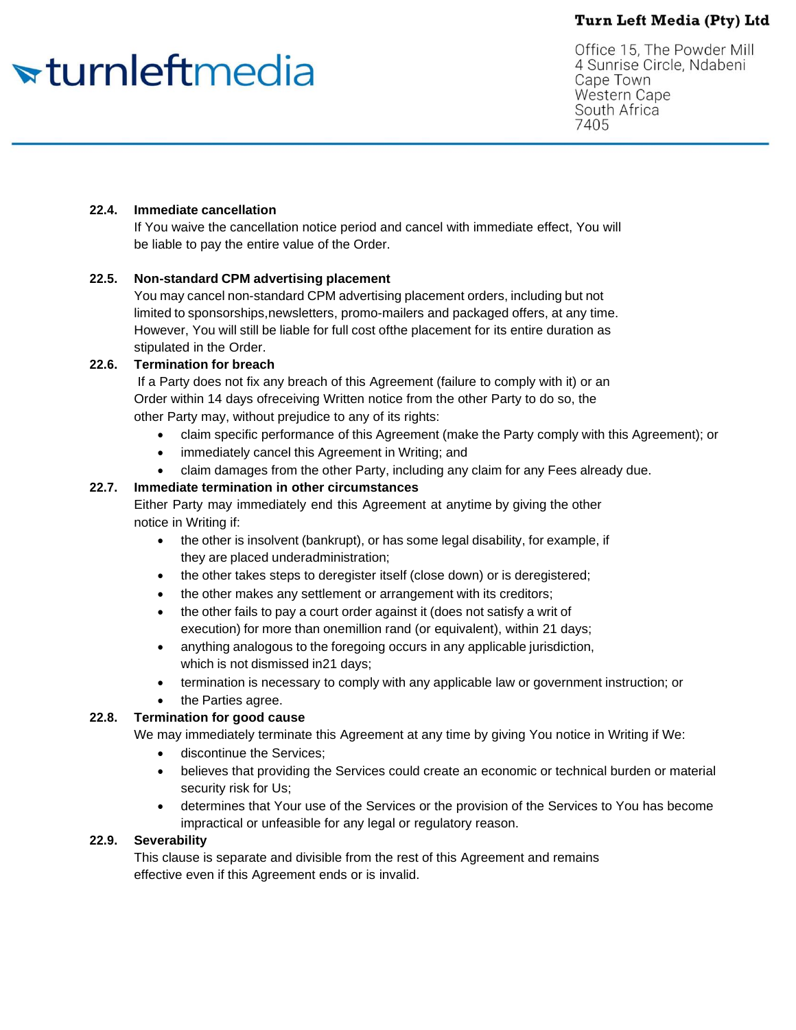**22.4. Immediate cancellation**

If You waive the cancellation notice period and cancel with immediate effect, You will be liable to pay the entire value of the Order.

**22.5. Non-standard CPM advertising placement**

You may cancel non-standard CPM advertising placement orders, including but not limited to sponsorships,newsletters, promo-mailers and packaged offers, at any time. However, You will still be liable for full cost ofthe placement for its entire duration as stipulated in the Order.

**22.6. Termination for breach**

If a Party does not fix any breach of this Agreement (failure to comply with it) or an Order within 14 days ofreceiving Written notice from the other Party to do so, the other Party may, without prejudice to any of its rights:

- claim specific performance of this Agreement (make the Party comply with this Agreement); or
- immediately cancel this Agreement in Writing; and
- claim damages from the other Party, including any claim for any Fees already due.

**22.7. Immediate termination in other circumstances**

Either Party may immediately end this Agreement at anytime by giving the other notice in Writing if:

- the other is insolvent (bankrupt), or has some legal disability, for example, if they are placed underadministration;
- the other takes steps to deregister itself (close down) or is deregistered;
- the other makes any settlement or arrangement with its creditors;
- the other fails to pay a court order against it (does not satisfy a writ of execution) for more than onemillion rand (or equivalent), within 21 days;
- anything analogous to the foregoing occurs in any applicable jurisdiction, which is not dismissed in21 days;
- termination is necessary to comply with any applicable law or government instruction; or
- the Parties agree.

**22.8. Termination for good cause**

We may immediately terminate this Agreement at any time by giving You notice in Writing if We:

- discontinue the Services;
- believes that providing the Services could create an economic or technical burden or material security risk for Us;
- determines that Your use of the Services or the provision of the Services to You has become impractical or unfeasible for any legal or regulatory reason.

**22.9. Severability**

This clause is separate and divisible from the rest of this Agreement and remains effective even if this Agreement ends or is invalid.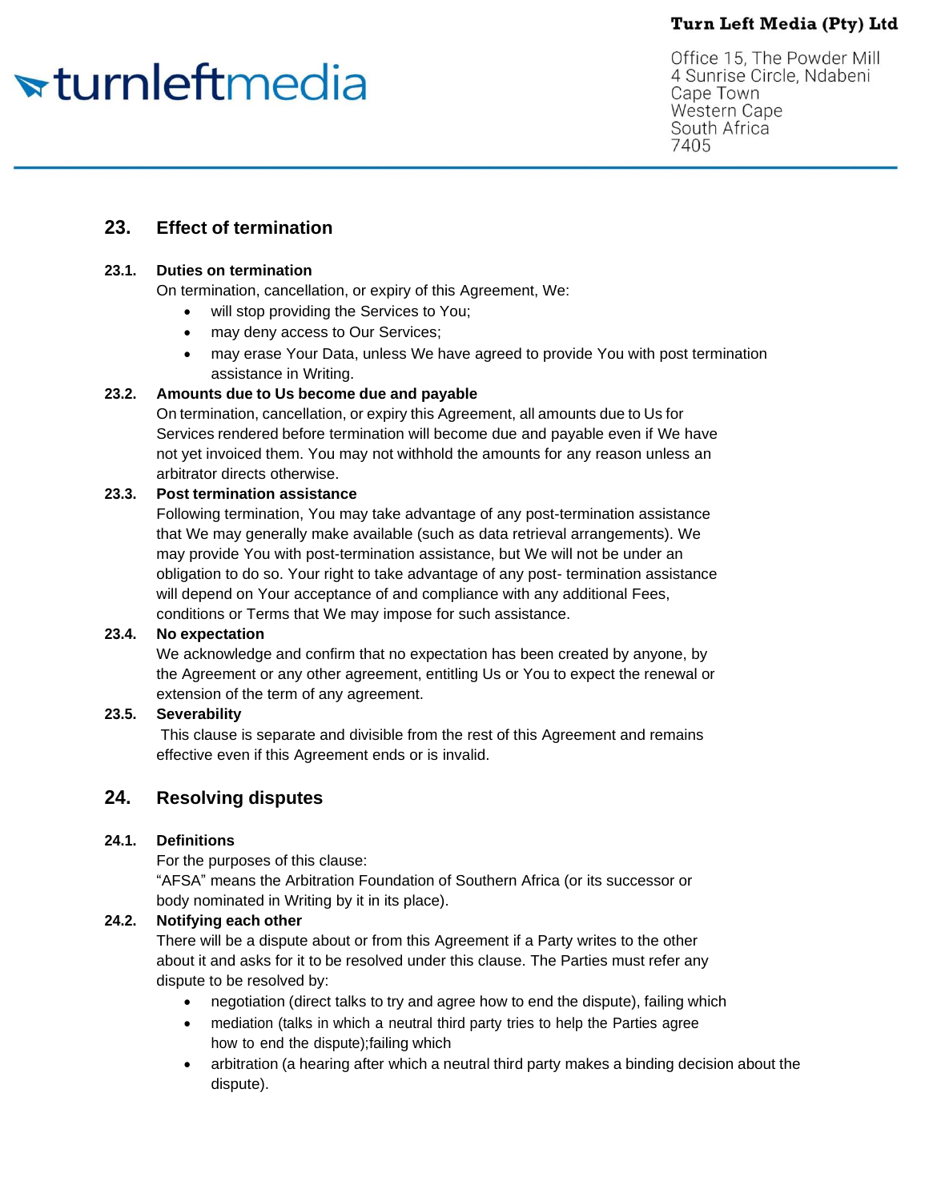## 23. Effect of termination

**23.1. Duties on termination**

On termination, cancellation, or expiry of this Agreement, We:

- will stop providing the Services to You;
- may deny access to Our Services;
- may erase Your Data, unless We have agreed to provide You with post termination assistance in Writing.

**23.2. Amounts due to Us become due and payable**

On termination, cancellation, or expiry this Agreement, all amounts due to Us for Services rendered before termination will become due and payable even if We have not yet invoiced them. You may not withhold the amounts for any reason unless an arbitrator directs otherwise.

**23.3. Post termination assistance**

Following termination, You may take advantage of any post-termination assistance that We may generally make available (such as data retrieval arrangements). We may provide You with post-termination assistance, but We will not be under an obligation to do so. Your right to take advantage of any post- termination assistance will depend on Your acceptance of and compliance with any additional Fees, conditions or Terms that We may impose for such assistance.

**23.4. No expectation**

We acknowledge and confirm that no expectation has been created by anyone, by the Agreement or any other agreement, entitling Us or You to expect the renewal or extension of the term of any agreement.

**23.5. Severability**

This clause is separate and divisible from the rest of this Agreement and remains effective even if this Agreement ends or is invalid.

## 24. Resolving disputes

**24.1. Definitions**

For the purposes of this clause:

"AFSA" means the Arbitration Foundation of Southern Africa (or its successor or body nominated in Writing by it in its place).

**24.2. Notifying each other**

There will be a dispute about or from this Agreement if a Party writes to the other about it and asks for it to be resolved under this clause. The Parties must refer any dispute to be resolved by:

- negotiation (direct talks to try and agree how to end the dispute), failing which
- mediation (talks in which a neutral third party tries to help the Parties agree how to end the dispute);failing which
- arbitration (a hearing after which a neutral third party makes a binding decision about the dispute).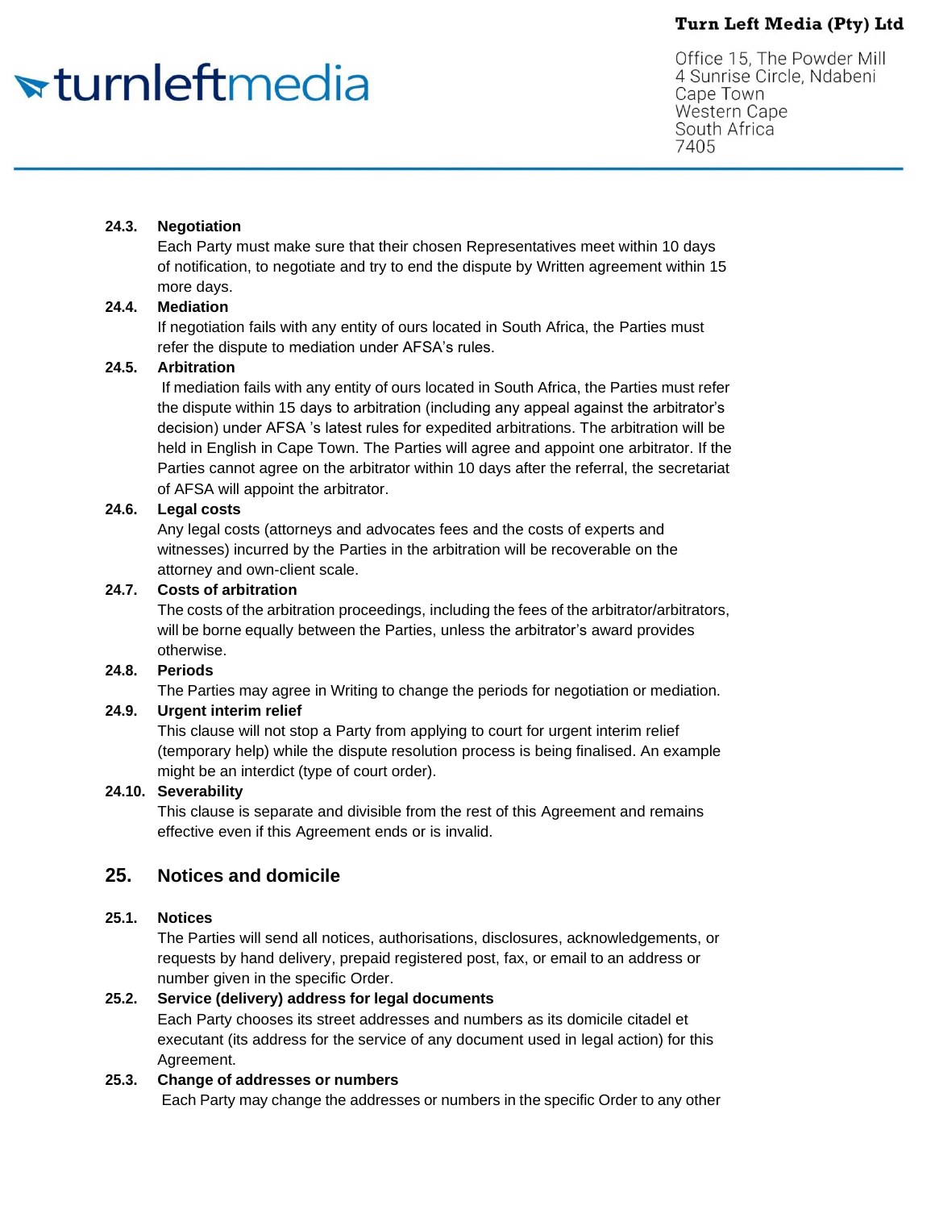**24.3. Negotiation**

Each Party must make sure that their chosen Representatives meet within 10 days of notification, to negotiate and try to end the dispute by Written agreement within 15 more days.

**24.4. Mediation**

If negotiation fails with any entity of ours located in South Africa, the Parties must refer the dispute to mediation under AFSA's rules.

**24.5. Arbitration**

If mediation fails with any entity of ours located in South Africa, the Parties must refer the dispute within 15 days to arbitration (including any appeal against the arbitrator's decision) under AFSA 's latest rules for expedited arbitrations. The arbitration will be held in English in Cape Town. The Parties will agree and appoint one arbitrator. If the Parties cannot agree on the arbitrator within 10 days after the referral, the secretariat of AFSA will appoint the arbitrator.

**24.6. Legal costs**

Any legal costs (attorneys and advocates fees and the costs of experts and witnesses) incurred by the Parties in the arbitration will be recoverable on the attorney and own-client scale.

**24.7. Costs of arbitration**

The costs of the arbitration proceedings, including the fees of the arbitrator/arbitrators, will be borne equally between the Parties, unless the arbitrator's award provides otherwise.

**24.8. Periods**

The Parties may agree in Writing to change the periods for negotiation or mediation.

**24.9. Urgent interim relief**

This clause will not stop a Party from applying to court for urgent interim relief (temporary help) while the dispute resolution process is being finalised. An example might be an interdict (type of court order).

**24.10. Severability**

This clause is separate and divisible from the rest of this Agreement and remains effective even if this Agreement ends or is invalid.

## 25. Notices and domicile

**25.1. Notices**

The Parties will send all notices, authorisations, disclosures, acknowledgements, or requests by hand delivery, prepaid registered post, fax, or email to an address or number given in the specific Order.

**25.2. Service (delivery) address for legal documents**

Each Party chooses its street addresses and numbers as its domicile citadel et executant (its address for the service of any document used in legal action) for this Agreement.

**25.3. Change of addresses or numbers**

Each Party may change the addresses or numbers in the specific Order to any other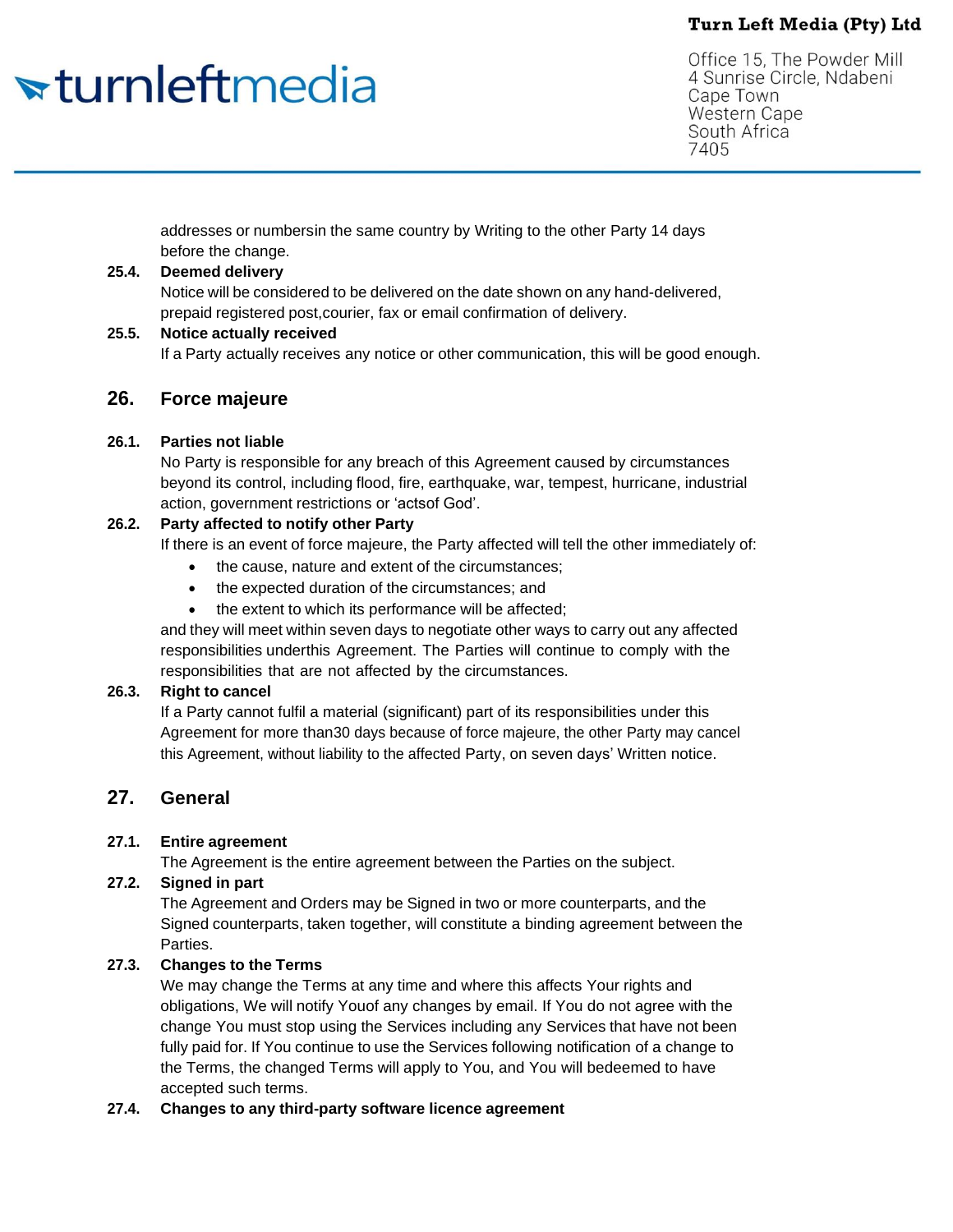addresses or numbersin the same country by Writing to the other Party 14 days before the change.

**25.4. Deemed delivery**

Notice will be considered to be delivered on the date shown on any hand-delivered, prepaid registered post,courier, fax or email confirmation of delivery.

**25.5. Notice actually received**

If a Party actually receives any notice or other communication, this will be good enough.

## 26. Force majeure

**26.1. Parties not liable**

No Party is responsible for any breach of this Agreement caused by circumstances beyond its control, including flood, fire, earthquake, war, tempest, hurricane, industrial action, government restrictions or 'actsof God'.

**26.2. Party affected to notify other Party**

If there is an event of force majeure, the Party affected will tell the other immediately of:

- the cause, nature and extent of the circumstances;
- the expected duration of the circumstances; and
- the extent to which its performance will be affected;

and they will meet within seven days to negotiate other ways to carry out any affected responsibilities underthis Agreement. The Parties will continue to comply with the responsibilities that are not affected by the circumstances.

**26.3. Right to cancel**

If a Party cannot fulfil a material (significant) part of its responsibilities under this Agreement for more than30 days because of force majeure, the other Party may cancel this Agreement, without liability to the affected Party, on seven days' Written notice.

## 27. General

**27.1. Entire agreement**

The Agreement is the entire agreement between the Parties on the subject.

**27.2. Signed in part**

The Agreement and Orders may be Signed in two or more counterparts, and the Signed counterparts, taken together, will constitute a binding agreement between the Parties.

**27.3. Changes to the Terms**

We may change the Terms at any time and where this affects Your rights and obligations, We will notify Youof any changes by email. If You do not agree with the change You must stop using the Services including any Services that have not been fully paid for. If You continue to use the Services following notification of a change to the Terms, the changed Terms will apply to You, and You will bedeemed to have accepted such terms.

**27.4. Changes to any third-party software licence agreement**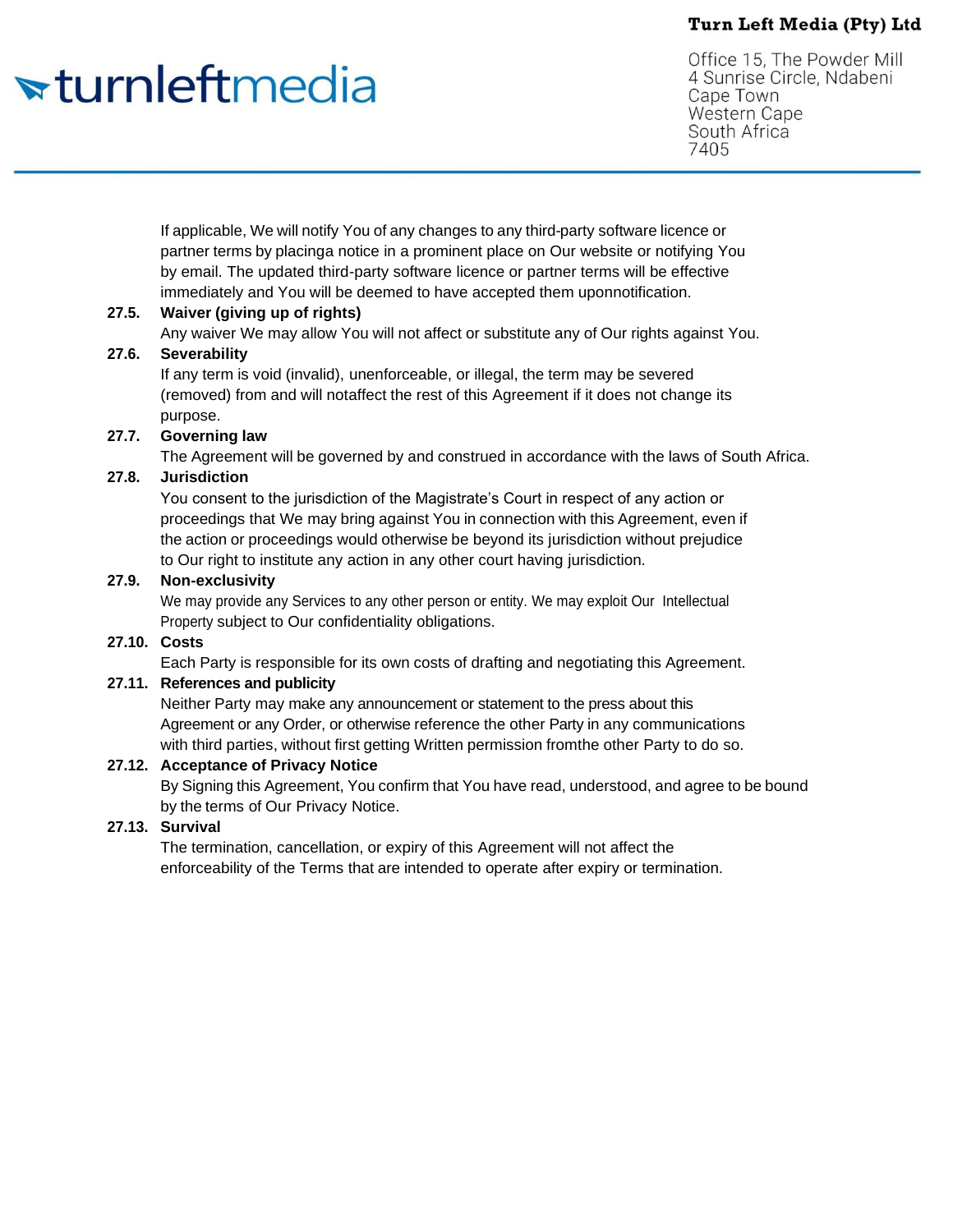If applicable, We will notify You of any changes to any third-party software licence or partner terms by placinga notice in a prominent place on Our website or notifying You by email. The updated third-party software licence or partner terms will be effective immediately and You will be deemed to have accepted them uponnotification.

**27.5. Waiver (giving up of rights)**

Any waiver We may allow You will not affect or substitute any of Our rights against You.

**27.6. Severability**

If any term is void (invalid), unenforceable, or illegal, the term may be severed (removed) from and will notaffect the rest of this Agreement if it does not change its purpose.

**27.7. Governing law**

The Agreement will be governed by and construed in accordance with the laws of South Africa.

**27.8. Jurisdiction**

You consent to the jurisdiction of the Magistrate's Court in respect of any action or proceedings that We may bring against You in connection with this Agreement, even if the action or proceedings would otherwise be beyond its jurisdiction without prejudice to Our right to institute any action in any other court having jurisdiction.

**27.9. Non-exclusivity**

We may provide any Services to any other person or entity. We may exploit Our Intellectual Property subject to Our confidentiality obligations.

**27.10. Costs**

Each Party is responsible for its own costs of drafting and negotiating this Agreement.

**27.11. References and publicity**

Neither Party may make any announcement or statement to the press about this Agreement or any Order, or otherwise reference the other Party in any communications with third parties, without first getting Written permission fromthe other Party to do so.

**27.12. Acceptance of Privacy Notice**

By Signing this Agreement, You confirm that You have read, understood, and agree to be bound by the terms of Our Privacy Notice.

**27.13. Survival**

The termination, cancellation, or expiry of this Agreement will not affect the enforceability of the Terms that are intended to operate after expiry or termination.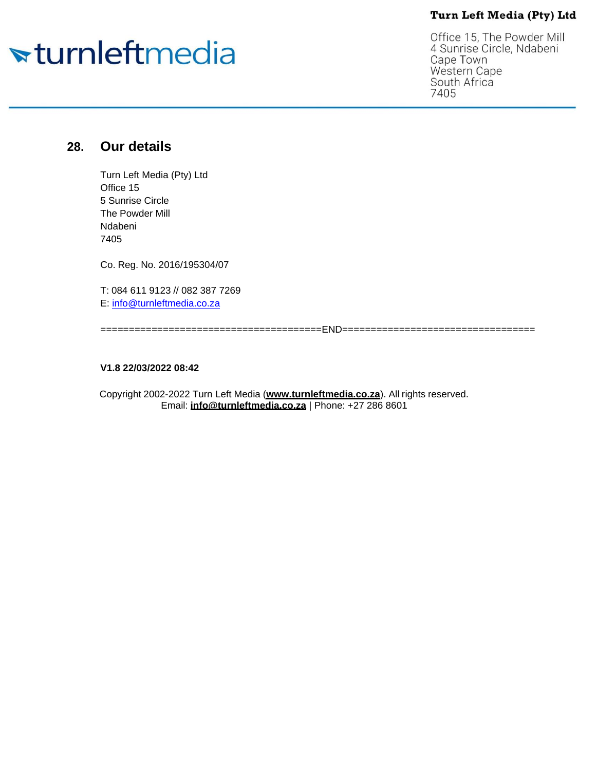## 28. Our details

Turn Left Media (Pty) Ltd
Office 15
5 Sunrise Circle
The Powder Mill
Ndabeni
7405

Co. Reg. No. 2016/195304/07

T: 084 611 9123 // 082 387 7269
E: info@turnleftmedia.co.za

=====================================END=================================

**V1.8 22/03/2022 08:42**

Copyright 2002-2022 Turn Left Media (**www.turnleftmedia.co.za**). All rights reserved.
Email: **info@turnleftmedia.co.za** | Phone: +27 286 8601